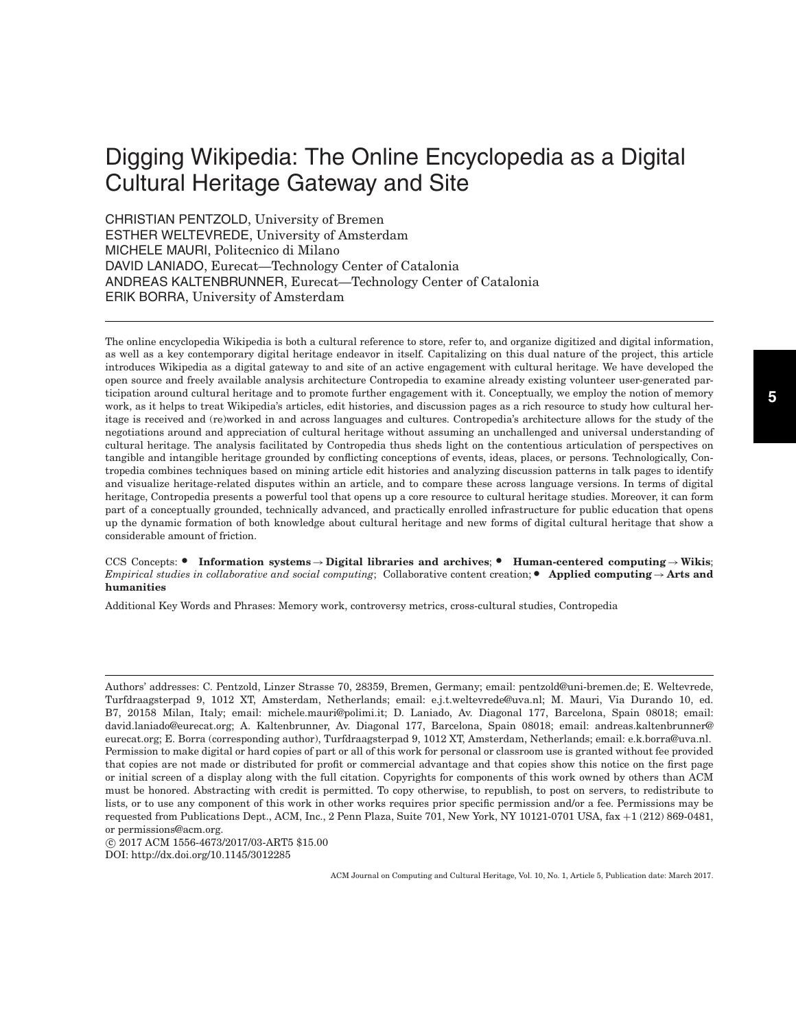# Digging Wikipedia: The Online Encyclopedia as a Digital Cultural Heritage Gateway and Site

CHRISTIAN PENTZOLD, University of Bremen
ESTHER WELTEVREDE, University of Amsterdam
MICHELE MAURI, Politecnico di Milano
DAVID LANIADO, Eurecat—Technology Center of Catalonia
ANDREAS KALTENBRUNNER, Eurecat—Technology Center of Catalonia
ERIK BORRA, University of Amsterdam

---

The online encyclopedia Wikipedia is both a cultural reference to store, refer to, and organize digitized and digital information, as well as a key contemporary digital heritage endeavor in itself. Capitalizing on this dual nature of the project, this article introduces Wikipedia as a digital gateway to and site of an active engagement with cultural heritage. We have developed the open source and freely available analysis architecture Contropedia to examine already existing volunteer user-generated participation around cultural heritage and to promote further engagement with it. Conceptually, we employ the notion of memory work, as it helps to treat Wikipedia's articles, edit histories, and discussion pages as a rich resource to study how cultural heritage is received and (re)worked in and across languages and cultures. Contropedia's architecture allows for the study of the negotiations around and appreciation of cultural heritage without assuming an unchallenged and universal understanding of cultural heritage. The analysis facilitated by Contropedia thus sheds light on the contentious articulation of perspectives on tangible and intangible heritage grounded by conflicting conceptions of events, ideas, places, or persons. Technologically, Contropedia combines techniques based on mining article edit histories and analyzing discussion patterns in talk pages to identify and visualize heritage-related disputes within an article, and to compare these across language versions. In terms of digital heritage, Contropedia presents a powerful tool that opens up a core resource to cultural heritage studies. Moreover, it can form part of a conceptually grounded, technically advanced, and practically enrolled infrastructure for public education that opens up the dynamic formation of both knowledge about cultural heritage and new forms of digital cultural heritage that show a considerable amount of friction.

CCS Concepts: • **Information systems → Digital libraries and archives**; • **Human-centered computing → Wikis**; *Empirical studies in collaborative and social computing*; Collaborative content creation; • **Applied computing → Arts and humanities**

Additional Key Words and Phrases: Memory work, controversy metrics, cross-cultural studies, Contropedia

---

Authors' addresses: C. Pentzold, Linzer Strasse 70, 28359, Bremen, Germany; email: pentzold@uni-bremen.de; E. Weltevrede, Turfdraagsterpad 9, 1012 XT, Amsterdam, Netherlands; email: e.j.t.weltevrede@uva.nl; M. Mauri, Via Durando 10, ed. B7, 20158 Milan, Italy; email: michele.mauri@polimi.it; D. Laniado, Av. Diagonal 177, Barcelona, Spain 08018; email: david.laniado@eurecat.org; A. Kaltenbrunner, Av. Diagonal 177, Barcelona, Spain 08018; email: andreas.kaltenbrunner@eurecat.org; E. Borra (corresponding author), Turfdraagsterpad 9, 1012 XT, Amsterdam, Netherlands; email: e.k.borra@uva.nl.
Permission to make digital or hard copies of part or all of this work for personal or classroom use is granted without fee provided that copies are not made or distributed for profit or commercial advantage and that copies show this notice on the first page or initial screen of a display along with the full citation. Copyrights for components of this work owned by others than ACM must be honored. Abstracting with credit is permitted. To copy otherwise, to republish, to post on servers, to redistribute to lists, or to use any component of this work in other works requires prior specific permission and/or a fee. Permissions may be requested from Publications Dept., ACM, Inc., 2 Penn Plaza, Suite 701, New York, NY 10121-0701 USA, fax +1 (212) 869-0481, or permissions@acm.org.
© 2017 ACM 1556-4673/2017/03-ART5 $15.00
DOI: http://dx.doi.org/10.1145/3012285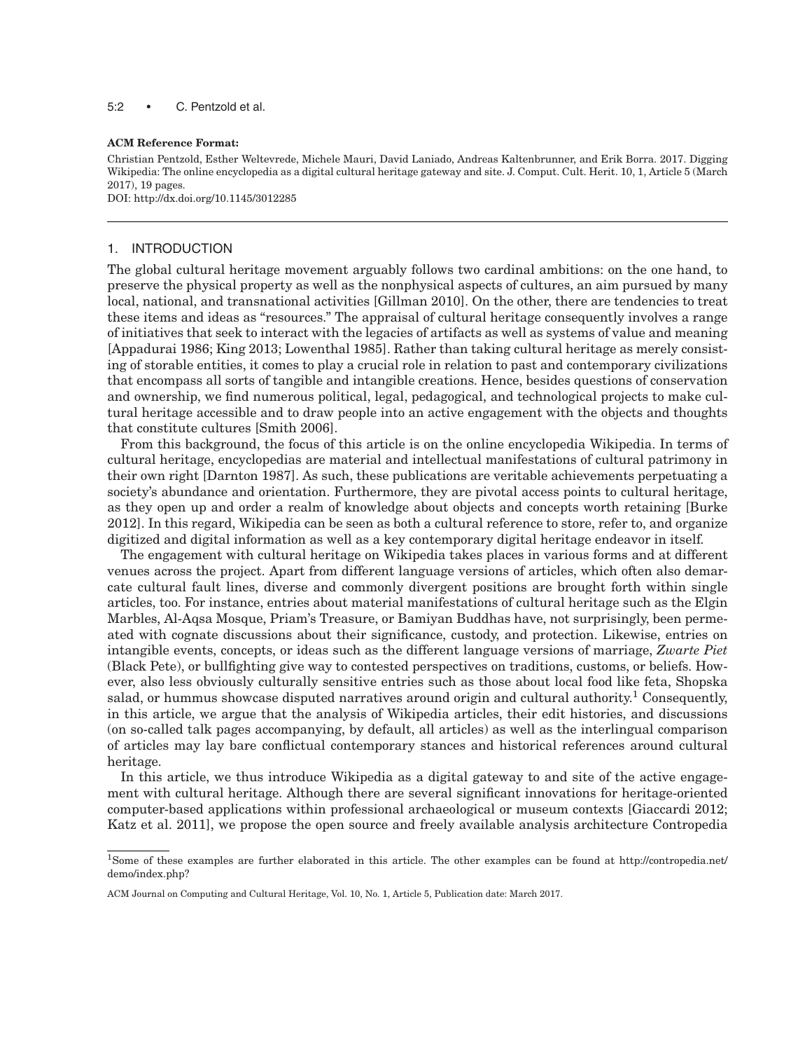**ACM Reference Format:**

Christian Pentzold, Esther Weltevrede, Michele Mauri, David Laniado, Andreas Kaltenbrunner, and Erik Borra. 2017. Digging Wikipedia: The online encyclopedia as a digital cultural heritage gateway and site. J. Comput. Cult. Herit. 10, 1, Article 5 (March 2017), 19 pages.
DOI: http://dx.doi.org/10.1145/3012285

## 1. INTRODUCTION

The global cultural heritage movement arguably follows two cardinal ambitions: on the one hand, to preserve the physical property as well as the nonphysical aspects of cultures, an aim pursued by many local, national, and transnational activities [Gillman 2010]. On the other, there are tendencies to treat these items and ideas as "resources." The appraisal of cultural heritage consequently involves a range of initiatives that seek to interact with the legacies of artifacts as well as systems of value and meaning [Appadurai 1986; King 2013; Lowenthal 1985]. Rather than taking cultural heritage as merely consisting of storable entities, it comes to play a crucial role in relation to past and contemporary civilizations that encompass all sorts of tangible and intangible creations. Hence, besides questions of conservation and ownership, we find numerous political, legal, pedagogical, and technological projects to make cultural heritage accessible and to draw people into an active engagement with the objects and thoughts that constitute cultures [Smith 2006].

From this background, the focus of this article is on the online encyclopedia Wikipedia. In terms of cultural heritage, encyclopedias are material and intellectual manifestations of cultural patrimony in their own right [Darnton 1987]. As such, these publications are veritable achievements perpetuating a society's abundance and orientation. Furthermore, they are pivotal access points to cultural heritage, as they open up and order a realm of knowledge about objects and concepts worth retaining [Burke 2012]. In this regard, Wikipedia can be seen as both a cultural reference to store, refer to, and organize digitized and digital information as well as a key contemporary digital heritage endeavor in itself.

The engagement with cultural heritage on Wikipedia takes places in various forms and at different venues across the project. Apart from different language versions of articles, which often also demarcate cultural fault lines, diverse and commonly divergent positions are brought forth within single articles, too. For instance, entries about material manifestations of cultural heritage such as the Elgin Marbles, Al-Aqsa Mosque, Priam's Treasure, or Bamiyan Buddhas have, not surprisingly, been permeated with cognate discussions about their significance, custody, and protection. Likewise, entries on intangible events, concepts, or ideas such as the different language versions of marriage, *Zwarte Piet* (Black Pete), or bullfighting give way to contested perspectives on traditions, customs, or beliefs. However, also less obviously culturally sensitive entries such as those about local food like feta, Shopska salad, or hummus showcase disputed narratives around origin and cultural authority.[1] Consequently, in this article, we argue that the analysis of Wikipedia articles, their edit histories, and discussions (on so-called talk pages accompanying, by default, all articles) as well as the interlingual comparison of articles may lay bare conflictual contemporary stances and historical references around cultural heritage.

In this article, we thus introduce Wikipedia as a digital gateway to and site of the active engagement with cultural heritage. Although there are several significant innovations for heritage-oriented computer-based applications within professional archaeological or museum contexts [Giaccardi 2012; Katz et al. 2011], we propose the open source and freely available analysis architecture Contropedia

[1]Some of these examples are further elaborated in this article. The other examples can be found at http://contropedia.net/demo/index.php?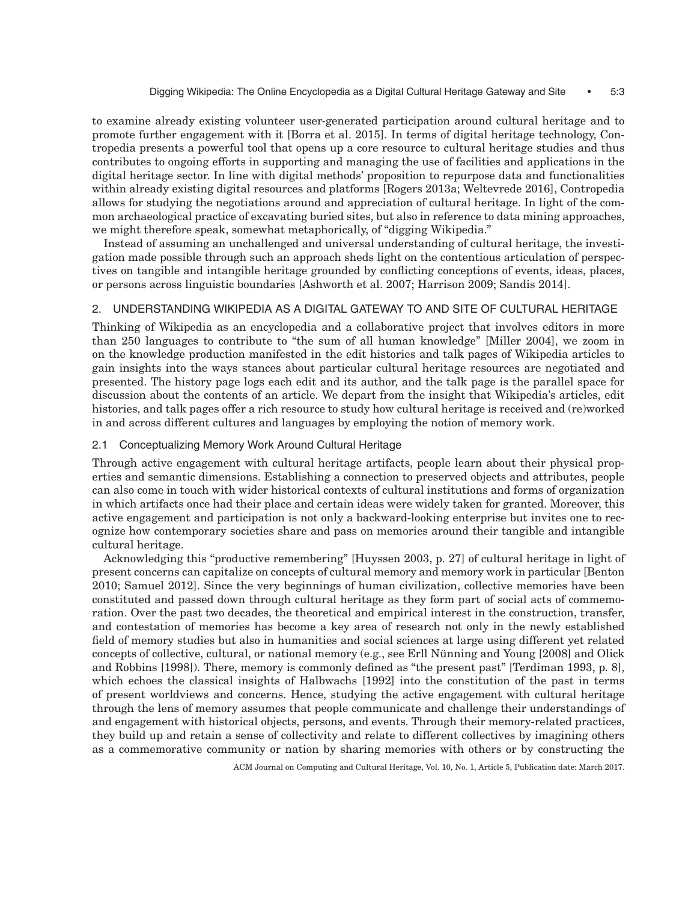to examine already existing volunteer user-generated participation around cultural heritage and to promote further engagement with it [Borra et al. 2015]. In terms of digital heritage technology, Contropedia presents a powerful tool that opens up a core resource to cultural heritage studies and thus contributes to ongoing efforts in supporting and managing the use of facilities and applications in the digital heritage sector. In line with digital methods' proposition to repurpose data and functionalities within already existing digital resources and platforms [Rogers 2013a; Weltevrede 2016], Contropedia allows for studying the negotiations around and appreciation of cultural heritage. In light of the common archaeological practice of excavating buried sites, but also in reference to data mining approaches, we might therefore speak, somewhat metaphorically, of "digging Wikipedia."

Instead of assuming an unchallenged and universal understanding of cultural heritage, the investigation made possible through such an approach sheds light on the contentious articulation of perspectives on tangible and intangible heritage grounded by conflicting conceptions of events, ideas, places, or persons across linguistic boundaries [Ashworth et al. 2007; Harrison 2009; Sandis 2014].

## 2. UNDERSTANDING WIKIPEDIA AS A DIGITAL GATEWAY TO AND SITE OF CULTURAL HERITAGE

Thinking of Wikipedia as an encyclopedia and a collaborative project that involves editors in more than 250 languages to contribute to "the sum of all human knowledge" [Miller 2004], we zoom in on the knowledge production manifested in the edit histories and talk pages of Wikipedia articles to gain insights into the ways stances about particular cultural heritage resources are negotiated and presented. The history page logs each edit and its author, and the talk page is the parallel space for discussion about the contents of an article. We depart from the insight that Wikipedia's articles, edit histories, and talk pages offer a rich resource to study how cultural heritage is received and (re)worked in and across different cultures and languages by employing the notion of memory work.

### 2.1 Conceptualizing Memory Work Around Cultural Heritage

Through active engagement with cultural heritage artifacts, people learn about their physical properties and semantic dimensions. Establishing a connection to preserved objects and attributes, people can also come in touch with wider historical contexts of cultural institutions and forms of organization in which artifacts once had their place and certain ideas were widely taken for granted. Moreover, this active engagement and participation is not only a backward-looking enterprise but invites one to recognize how contemporary societies share and pass on memories around their tangible and intangible cultural heritage.

Acknowledging this "productive remembering" [Huyssen 2003, p. 27] of cultural heritage in light of present concerns can capitalize on concepts of cultural memory and memory work in particular [Benton 2010; Samuel 2012]. Since the very beginnings of human civilization, collective memories have been constituted and passed down through cultural heritage as they form part of social acts of commemoration. Over the past two decades, the theoretical and empirical interest in the construction, transfer, and contestation of memories has become a key area of research not only in the newly established field of memory studies but also in humanities and social sciences at large using different yet related concepts of collective, cultural, or national memory (e.g., see Erll Nünning and Young [2008] and Olick and Robbins [1998]). There, memory is commonly defined as "the present past" [Terdiman 1993, p. 8], which echoes the classical insights of Halbwachs [1992] into the constitution of the past in terms of present worldviews and concerns. Hence, studying the active engagement with cultural heritage through the lens of memory assumes that people communicate and challenge their understandings of and engagement with historical objects, persons, and events. Through their memory-related practices, they build up and retain a sense of collectivity and relate to different collectives by imagining others as a commemorative community or nation by sharing memories with others or by constructing the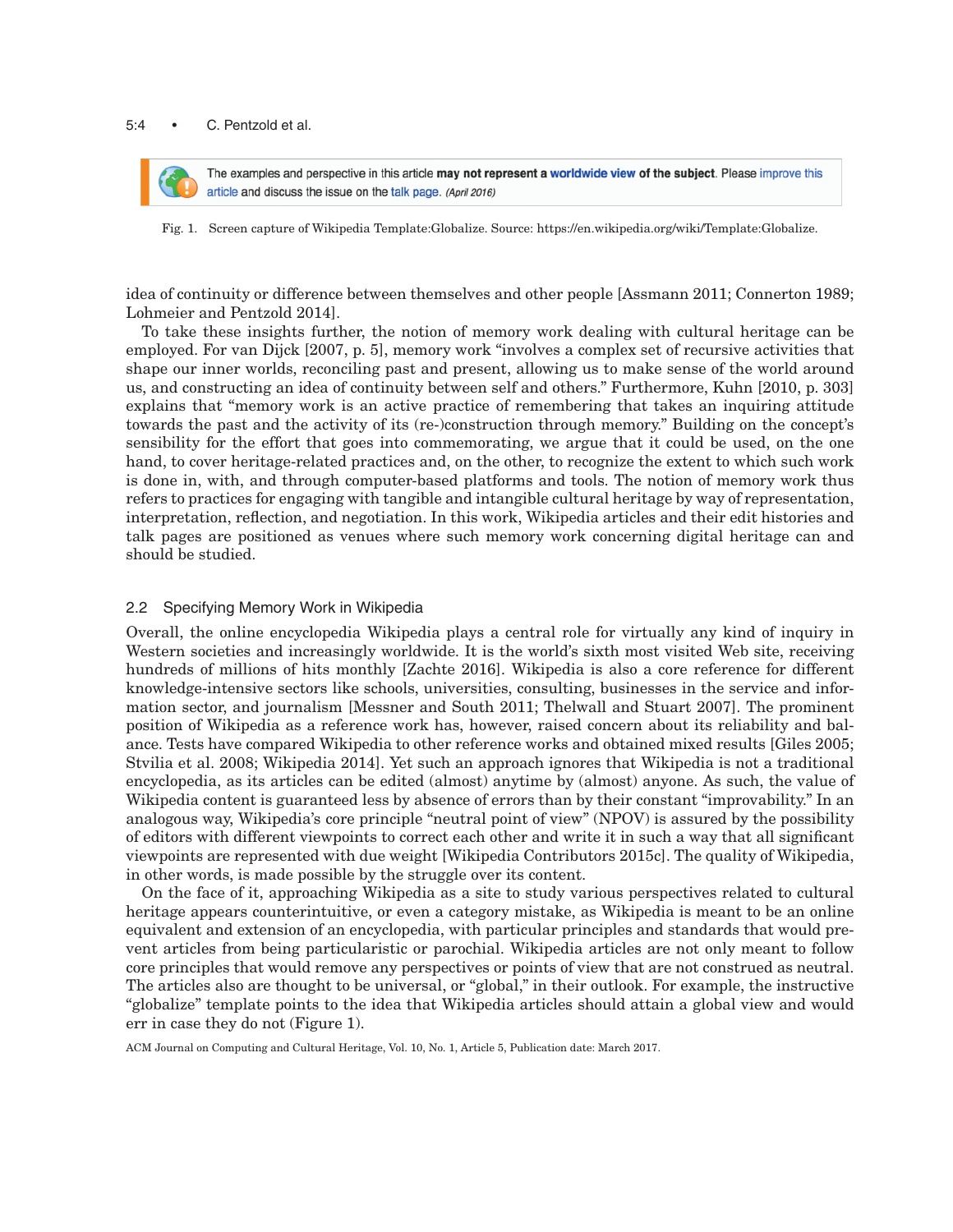The examples and perspective in this article **may not represent a worldwide view of the subject**. Please improve this article and discuss the issue on the talk page. *(April 2016)*

Fig. 1. Screen capture of Wikipedia Template:Globalize. Source: https://en.wikipedia.org/wiki/Template:Globalize.

idea of continuity or difference between themselves and other people [Assmann 2011; Connerton 1989; Lohmeier and Pentzold 2014].

To take these insights further, the notion of memory work dealing with cultural heritage can be employed. For van Dijck [2007, p. 5], memory work "involves a complex set of recursive activities that shape our inner worlds, reconciling past and present, allowing us to make sense of the world around us, and constructing an idea of continuity between self and others." Furthermore, Kuhn [2010, p. 303] explains that "memory work is an active practice of remembering that takes an inquiring attitude towards the past and the activity of its (re-)construction through memory." Building on the concept's sensibility for the effort that goes into commemorating, we argue that it could be used, on the one hand, to cover heritage-related practices and, on the other, to recognize the extent to which such work is done in, with, and through computer-based platforms and tools. The notion of memory work thus refers to practices for engaging with tangible and intangible cultural heritage by way of representation, interpretation, reflection, and negotiation. In this work, Wikipedia articles and their edit histories and talk pages are positioned as venues where such memory work concerning digital heritage can and should be studied.

## 2.2 Specifying Memory Work in Wikipedia

Overall, the online encyclopedia Wikipedia plays a central role for virtually any kind of inquiry in Western societies and increasingly worldwide. It is the world's sixth most visited Web site, receiving hundreds of millions of hits monthly [Zachte 2016]. Wikipedia is also a core reference for different knowledge-intensive sectors like schools, universities, consulting, businesses in the service and information sector, and journalism [Messner and South 2011; Thelwall and Stuart 2007]. The prominent position of Wikipedia as a reference work has, however, raised concern about its reliability and balance. Tests have compared Wikipedia to other reference works and obtained mixed results [Giles 2005; Stvilia et al. 2008; Wikipedia 2014]. Yet such an approach ignores that Wikipedia is not a traditional encyclopedia, as its articles can be edited (almost) anytime by (almost) anyone. As such, the value of Wikipedia content is guaranteed less by absence of errors than by their constant "improvability." In an analogous way, Wikipedia's core principle "neutral point of view" (NPOV) is assured by the possibility of editors with different viewpoints to correct each other and write it in such a way that all significant viewpoints are represented with due weight [Wikipedia Contributors 2015c]. The quality of Wikipedia, in other words, is made possible by the struggle over its content.

On the face of it, approaching Wikipedia as a site to study various perspectives related to cultural heritage appears counterintuitive, or even a category mistake, as Wikipedia is meant to be an online equivalent and extension of an encyclopedia, with particular principles and standards that would prevent articles from being particularistic or parochial. Wikipedia articles are not only meant to follow core principles that would remove any perspectives or points of view that are not construed as neutral. The articles also are thought to be universal, or "global," in their outlook. For example, the instructive "globalize" template points to the idea that Wikipedia articles should attain a global view and would err in case they do not (Figure 1).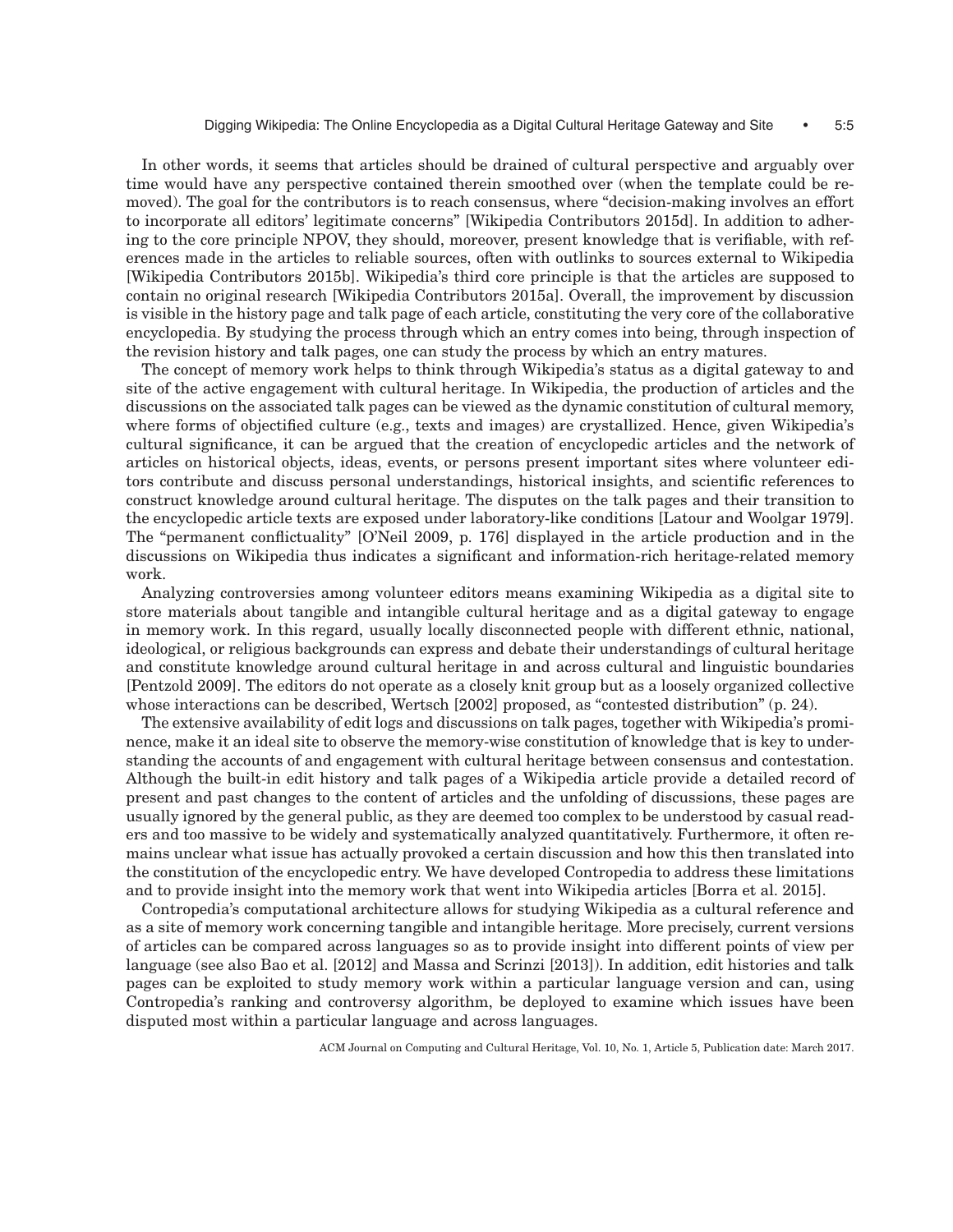In other words, it seems that articles should be drained of cultural perspective and arguably over time would have any perspective contained therein smoothed over (when the template could be removed). The goal for the contributors is to reach consensus, where "decision-making involves an effort to incorporate all editors' legitimate concerns" [Wikipedia Contributors 2015d]. In addition to adhering to the core principle NPOV, they should, moreover, present knowledge that is verifiable, with references made in the articles to reliable sources, often with outlinks to sources external to Wikipedia [Wikipedia Contributors 2015b]. Wikipedia's third core principle is that the articles are supposed to contain no original research [Wikipedia Contributors 2015a]. Overall, the improvement by discussion is visible in the history page and talk page of each article, constituting the very core of the collaborative encyclopedia. By studying the process through which an entry comes into being, through inspection of the revision history and talk pages, one can study the process by which an entry matures.

The concept of memory work helps to think through Wikipedia's status as a digital gateway to and site of the active engagement with cultural heritage. In Wikipedia, the production of articles and the discussions on the associated talk pages can be viewed as the dynamic constitution of cultural memory, where forms of objectified culture (e.g., texts and images) are crystallized. Hence, given Wikipedia's cultural significance, it can be argued that the creation of encyclopedic articles and the network of articles on historical objects, ideas, events, or persons present important sites where volunteer editors contribute and discuss personal understandings, historical insights, and scientific references to construct knowledge around cultural heritage. The disputes on the talk pages and their transition to the encyclopedic article texts are exposed under laboratory-like conditions [Latour and Woolgar 1979]. The "permanent conflictuality" [O'Neil 2009, p. 176] displayed in the article production and in the discussions on Wikipedia thus indicates a significant and information-rich heritage-related memory work.

Analyzing controversies among volunteer editors means examining Wikipedia as a digital site to store materials about tangible and intangible cultural heritage and as a digital gateway to engage in memory work. In this regard, usually locally disconnected people with different ethnic, national, ideological, or religious backgrounds can express and debate their understandings of cultural heritage and constitute knowledge around cultural heritage in and across cultural and linguistic boundaries [Pentzold 2009]. The editors do not operate as a closely knit group but as a loosely organized collective whose interactions can be described, Wertsch [2002] proposed, as "contested distribution" (p. 24).

The extensive availability of edit logs and discussions on talk pages, together with Wikipedia's prominence, make it an ideal site to observe the memory-wise constitution of knowledge that is key to understanding the accounts of and engagement with cultural heritage between consensus and contestation. Although the built-in edit history and talk pages of a Wikipedia article provide a detailed record of present and past changes to the content of articles and the unfolding of discussions, these pages are usually ignored by the general public, as they are deemed too complex to be understood by casual readers and too massive to be widely and systematically analyzed quantitatively. Furthermore, it often remains unclear what issue has actually provoked a certain discussion and how this then translated into the constitution of the encyclopedic entry. We have developed Contropedia to address these limitations and to provide insight into the memory work that went into Wikipedia articles [Borra et al. 2015].

Contropedia's computational architecture allows for studying Wikipedia as a cultural reference and as a site of memory work concerning tangible and intangible heritage. More precisely, current versions of articles can be compared across languages so as to provide insight into different points of view per language (see also Bao et al. [2012] and Massa and Scrinzi [2013]). In addition, edit histories and talk pages can be exploited to study memory work within a particular language version and can, using Contropedia's ranking and controversy algorithm, be deployed to examine which issues have been disputed most within a particular language and across languages.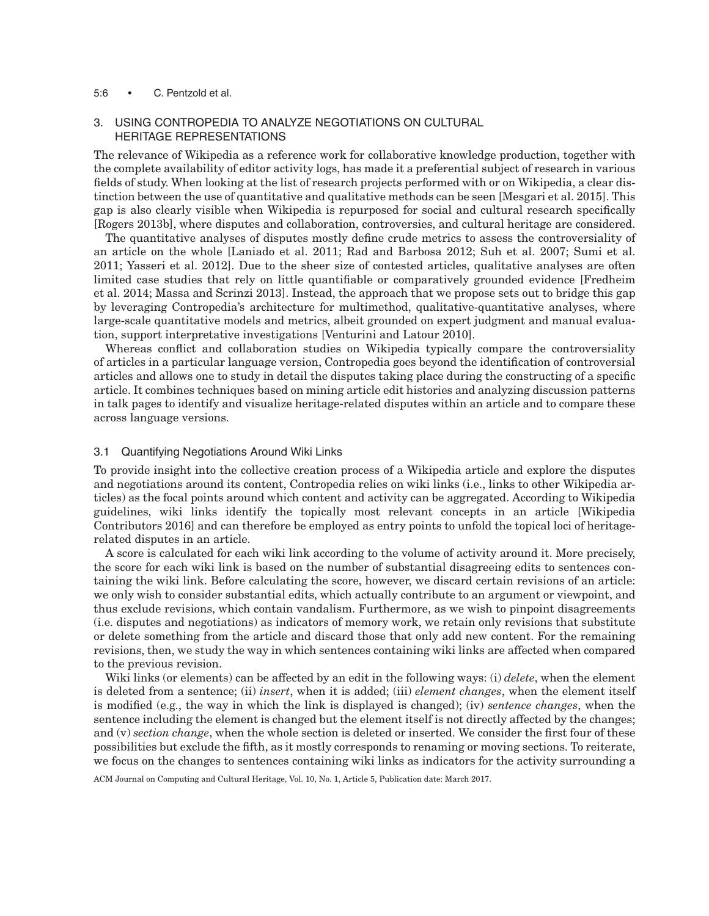## 3. USING CONTROPEDIA TO ANALYZE NEGOTIATIONS ON CULTURAL HERITAGE REPRESENTATIONS

The relevance of Wikipedia as a reference work for collaborative knowledge production, together with the complete availability of editor activity logs, has made it a preferential subject of research in various fields of study. When looking at the list of research projects performed with or on Wikipedia, a clear distinction between the use of quantitative and qualitative methods can be seen [Mesgari et al. 2015]. This gap is also clearly visible when Wikipedia is repurposed for social and cultural research specifically [Rogers 2013b], where disputes and collaboration, controversies, and cultural heritage are considered.

The quantitative analyses of disputes mostly define crude metrics to assess the controversiality of an article on the whole [Laniado et al. 2011; Rad and Barbosa 2012; Suh et al. 2007; Sumi et al. 2011; Yasseri et al. 2012]. Due to the sheer size of contested articles, qualitative analyses are often limited case studies that rely on little quantifiable or comparatively grounded evidence [Fredheim et al. 2014; Massa and Scrinzi 2013]. Instead, the approach that we propose sets out to bridge this gap by leveraging Contropedia's architecture for multimethod, qualitative-quantitative analyses, where large-scale quantitative models and metrics, albeit grounded on expert judgment and manual evaluation, support interpretative investigations [Venturini and Latour 2010].

Whereas conflict and collaboration studies on Wikipedia typically compare the controversiality of articles in a particular language version, Contropedia goes beyond the identification of controversial articles and allows one to study in detail the disputes taking place during the constructing of a specific article. It combines techniques based on mining article edit histories and analyzing discussion patterns in talk pages to identify and visualize heritage-related disputes within an article and to compare these across language versions.

### 3.1 Quantifying Negotiations Around Wiki Links

To provide insight into the collective creation process of a Wikipedia article and explore the disputes and negotiations around its content, Contropedia relies on wiki links (i.e., links to other Wikipedia articles) as the focal points around which content and activity can be aggregated. According to Wikipedia guidelines, wiki links identify the topically most relevant concepts in an article [Wikipedia Contributors 2016] and can therefore be employed as entry points to unfold the topical loci of heritage-related disputes in an article.

A score is calculated for each wiki link according to the volume of activity around it. More precisely, the score for each wiki link is based on the number of substantial disagreeing edits to sentences containing the wiki link. Before calculating the score, however, we discard certain revisions of an article: we only wish to consider substantial edits, which actually contribute to an argument or viewpoint, and thus exclude revisions, which contain vandalism. Furthermore, as we wish to pinpoint disagreements (i.e. disputes and negotiations) as indicators of memory work, we retain only revisions that substitute or delete something from the article and discard those that only add new content. For the remaining revisions, then, we study the way in which sentences containing wiki links are affected when compared to the previous revision.

Wiki links (or elements) can be affected by an edit in the following ways: (i) *delete*, when the element is deleted from a sentence; (ii) *insert*, when it is added; (iii) *element changes*, when the element itself is modified (e.g., the way in which the link is displayed is changed); (iv) *sentence changes*, when the sentence including the element is changed but the element itself is not directly affected by the changes; and (v) *section change*, when the whole section is deleted or inserted. We consider the first four of these possibilities but exclude the fifth, as it mostly corresponds to renaming or moving sections. To reiterate, we focus on the changes to sentences containing wiki links as indicators for the activity surrounding a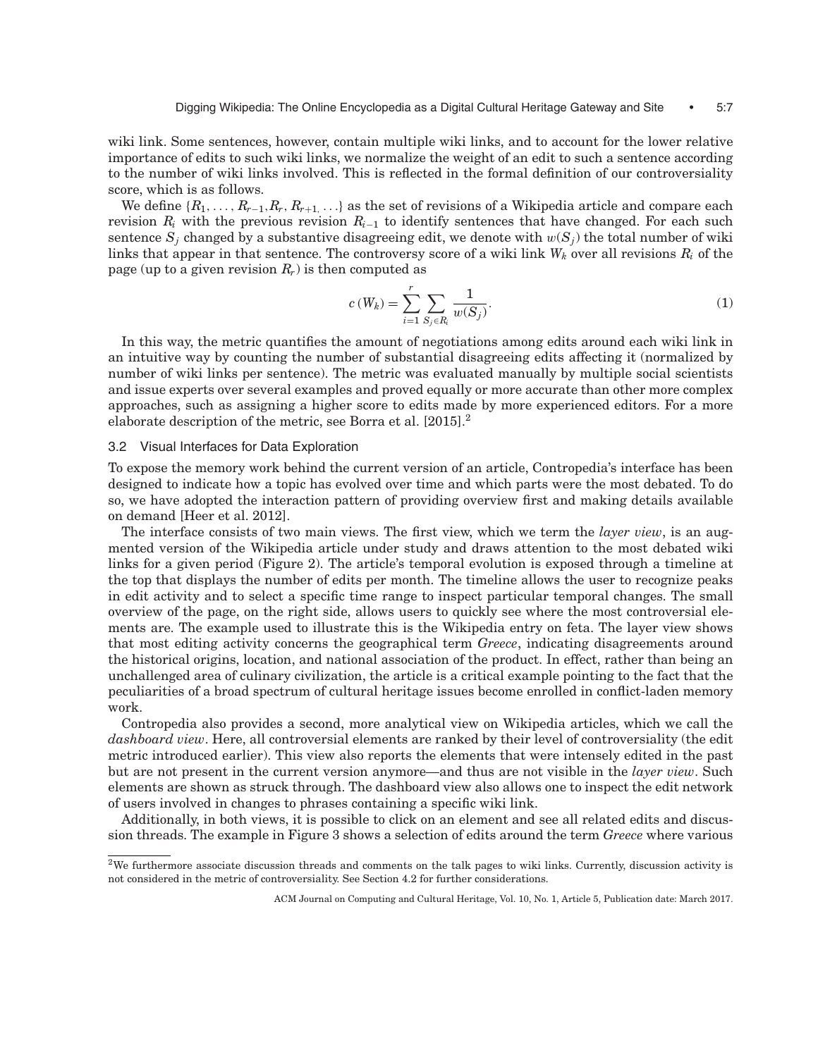wiki link. Some sentences, however, contain multiple wiki links, and to account for the lower relative importance of edits to such wiki links, we normalize the weight of an edit to such a sentence according to the number of wiki links involved. This is reflected in the formal definition of our controversiality score, which is as follows.

We define $\{R_1, \ldots, R_{r-1}, R_r, R_{r+1}, \ldots\}$ as the set of revisions of a Wikipedia article and compare each revision $R_i$ with the previous revision $R_{i-1}$ to identify sentences that have changed. For each such sentence $S_j$ changed by a substantive disagreeing edit, we denote with $w(S_j)$ the total number of wiki links that appear in that sentence. The controversy score of a wiki link $W_k$ over all revisions $R_i$ of the page (up to a given revision $R_r$) is then computed as

$$c\left(W_k\right) = \sum_{i=1}^{r} \sum_{S_j \in R_i} \frac{1}{w(S_j)}. \quad (1)$$

In this way, the metric quantifies the amount of negotiations among edits around each wiki link in an intuitive way by counting the number of substantial disagreeing edits affecting it (normalized by number of wiki links per sentence). The metric was evaluated manually by multiple social scientists and issue experts over several examples and proved equally or more accurate than other more complex approaches, such as assigning a higher score to edits made by more experienced editors. For a more elaborate description of the metric, see Borra et al. [2015].[2]

### 3.2 Visual Interfaces for Data Exploration

To expose the memory work behind the current version of an article, Contropedia's interface has been designed to indicate how a topic has evolved over time and which parts were the most debated. To do so, we have adopted the interaction pattern of providing overview first and making details available on demand [Heer et al. 2012].

The interface consists of two main views. The first view, which we term the *layer view*, is an augmented version of the Wikipedia article under study and draws attention to the most debated wiki links for a given period (Figure 2). The article's temporal evolution is exposed through a timeline at the top that displays the number of edits per month. The timeline allows the user to recognize peaks in edit activity and to select a specific time range to inspect particular temporal changes. The small overview of the page, on the right side, allows users to quickly see where the most controversial elements are. The example used to illustrate this is the Wikipedia entry on feta. The layer view shows that most editing activity concerns the geographical term *Greece*, indicating disagreements around the historical origins, location, and national association of the product. In effect, rather than being an unchallenged area of culinary civilization, the article is a critical example pointing to the fact that the peculiarities of a broad spectrum of cultural heritage issues become enrolled in conflict-laden memory work.

Contropedia also provides a second, more analytical view on Wikipedia articles, which we call the *dashboard view*. Here, all controversial elements are ranked by their level of controversiality (the edit metric introduced earlier). This view also reports the elements that were intensely edited in the past but are not present in the current version anymore—and thus are not visible in the *layer view*. Such elements are shown as struck through. The dashboard view also allows one to inspect the edit network of users involved in changes to phrases containing a specific wiki link.

Additionally, in both views, it is possible to click on an element and see all related edits and discussion threads. The example in Figure 3 shows a selection of edits around the term *Greece* where various

[2] We furthermore associate discussion threads and comments on the talk pages to wiki links. Currently, discussion activity is not considered in the metric of controversiality. See Section 4.2 for further considerations.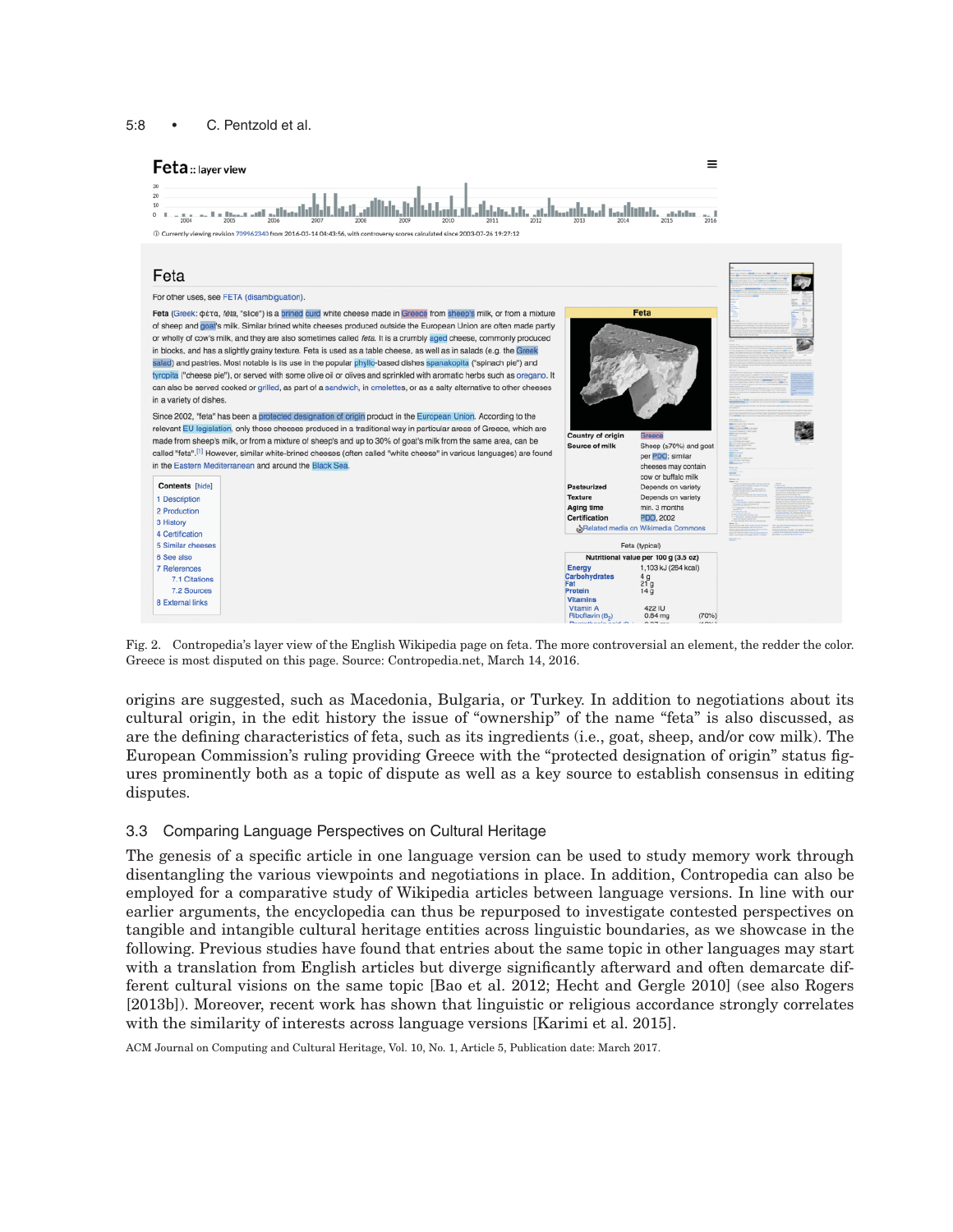Fig. 2. Contropedia's layer view of the English Wikipedia page on feta. The more controversial an element, the redder the color. Greece is most disputed on this page. Source: Contropedia.net, March 14, 2016.

origins are suggested, such as Macedonia, Bulgaria, or Turkey. In addition to negotiations about its cultural origin, in the edit history the issue of "ownership" of the name "feta" is also discussed, as are the defining characteristics of feta, such as its ingredients (i.e., goat, sheep, and/or cow milk). The European Commission's ruling providing Greece with the "protected designation of origin" status figures prominently both as a topic of dispute as well as a key source to establish consensus in editing disputes.

## 3.3 Comparing Language Perspectives on Cultural Heritage

The genesis of a specific article in one language version can be used to study memory work through disentangling the various viewpoints and negotiations in place. In addition, Contropedia can also be employed for a comparative study of Wikipedia articles between language versions. In line with our earlier arguments, the encyclopedia can thus be repurposed to investigate contested perspectives on tangible and intangible cultural heritage entities across linguistic boundaries, as we showcase in the following. Previous studies have found that entries about the same topic in other languages may start with a translation from English articles but diverge significantly afterward and often demarcate different cultural visions on the same topic [Bao et al. 2012; Hecht and Gergle 2010] (see also Rogers [2013b]). Moreover, recent work has shown that linguistic or religious accordance strongly correlates with the similarity of interests across language versions [Karimi et al. 2015].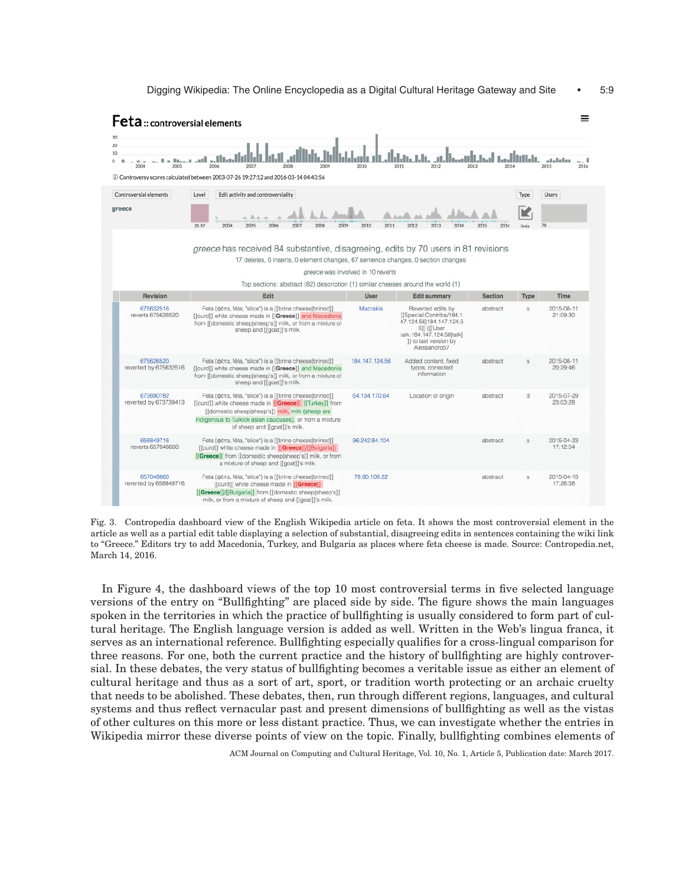**Feta** :: controversial elements

ⓘ Controversy scores calculated between 2003-07-26 19:27:12 and 2016-03-14 04:43:56

| Controversial elements | Level | Edit activity and controversiality | Type | Users |
|---|---|---|---|---|
| greece | 25.57 | | links | 70 |

*greece* has received 84 substantive, disagreeing, edits by 70 users in 81 revisions

17 deletes, 0 inserts, 0 element changes, 67 sentence changes, 0 section changes

*greece* was involved in 10 reverts

Top sections: abstract (82) description (1) similar cheeses around the world (1)

| Revision | Edit | User | Edit summary | Section | Type | Time |
|---|---|---|---|---|---|---|
| 675632516 reverts 675626520 | Feta (φέτα, féta, "slice") is a [[brine cheese\|brined]] [[curd]] white cheese made in [[**Greece**]] and Macedonia from [[domestic sheep\|sheep's]] milk, or from a mixture of sheep and [[goat]]'s milk. | Macrakis | Reverted edits by [[Special:Contribs/184.147.124.56\|184.147.124.56]] ([[User talk:184.147.124.56\|talk]]) to last version by Alessandro57 | abstract | s | 2015-08-11 21:09:30 |
| 675626520 reverted by 675632516 | Feta (φέτα, féta, "slice") is a [[brine cheese\|brined]] [[curd]] white cheese made in [[**Greece**]] and Macedonia from [[domestic sheep\|sheep's]] milk, or from a mixture of sheep and [[goat]]'s milk. | 184.147.124.56 | Added content, fixed typos, corrected information | abstract | s | 2015-08-11 20:29:46 |
| 673690782 reverted by 673739413 | Feta (φέτα, féta, "slice") is a [[brine cheese\|brined]] [[curd]] white cheese made in [[**Greece**]] [[Turkey]] from [[domestic sheep\|sheep's]] milk, milk (sheep are indigenous to Turkick asian caucuses), or from a mixture of sheep and [[goat]]'s milk. | 64.134.170.64 | Location of origin | abstract | d | 2015-07-29 23:03:28 |
| 658849716 reverts 657046660 | Feta (φέτα, féta, "slice") is a [[brine cheese\|brined]] [[curd]] white cheese made in [[**Greece**]]/[[Bulgaria]] [[**Greece**]] from [[domestic sheep\|sheep's]] milk, or from a mixture of sheep and [[goat]]'s milk. | 96.242.84.104 | | abstract | s | 2015-04-23 17:12:04 |
| 657046660 reverted by 658849716 | Feta (φέτα, féta, "slice") is a [[brine cheese\|brined]] [[curd]] white cheese made in [[**Greece**]] [[**Greece**]]/[[Bulgaria]] from [[domestic sheep\|sheep's]] milk, or from a mixture of sheep and [[goat]]'s milk. | 78.90.108.22 | | abstract | s | 2015-04-18 17:26:58 |

Fig. 3. Contropedia dashboard view of the English Wikipedia article on feta. It shows the most controversial element in the article as well as a partial edit table displaying a selection of substantial, disagreeing edits in sentences containing the wiki link to "Greece." Editors try to add Macedonia, Turkey, and Bulgaria as places where feta cheese is made. Source: Contropedia.net, March 14, 2016.

In Figure 4, the dashboard views of the top 10 most controversial terms in five selected language versions of the entry on "Bullfighting" are placed side by side. The figure shows the main languages spoken in the territories in which the practice of bullfighting is usually considered to form part of cultural heritage. The English language version is added as well. Written in the Web's lingua franca, it serves as an international reference. Bullfighting especially qualifies for a cross-lingual comparison for three reasons. For one, both the current practice and the history of bullfighting are highly controversial. In these debates, the very status of bullfighting becomes a veritable issue as either an element of cultural heritage and thus as a sort of art, sport, or tradition worth protecting or an archaic cruelty that needs to be abolished. These debates, then, run through different regions, languages, and cultural systems and thus reflect vernacular past and present dimensions of bullfighting as well as the vistas of other cultures on this more or less distant practice. Thus, we can investigate whether the entries in Wikipedia mirror these diverse points of view on the topic. Finally, bullfighting combines elements of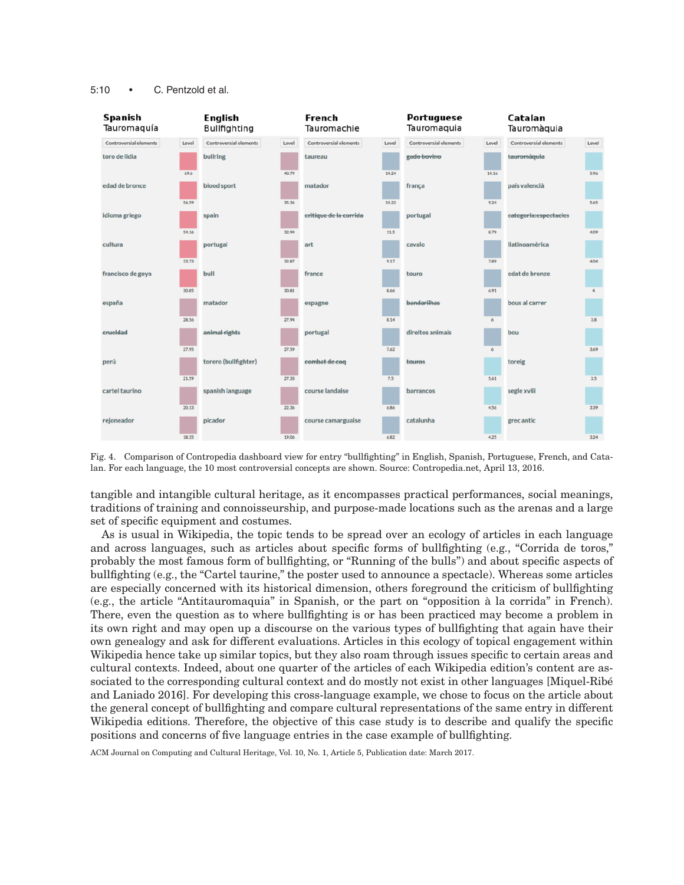| Spanish Tauromaquía | | English Bullfighting | | French Tauromachie | | Portuguese Tauromaquia | | Catalan Tauromàquia | |
|---|---|---|---|---|---|---|---|---|---|
| Controversial elements | Level | Controversial elements | Level | Controversial elements | Level | Controversial elements | Level | Controversial elements | Level |
| toro de lidia | 69.6 | bullring | 40.79 | taureau | 14.24 | ~~gado bovino~~ | 14.16 | ~~tauromàquia~~ | 5.96 |
| edad de bronce | 56.59 | blood sport | 35.36 | matador | 14.22 | frança | 9.24 | país valencià | 5.65 |
| idioma griego | 54.16 | spain | 32.94 | ~~critique de la corrida~~ | 11.5 | portugal | 8.79 | ~~categoria:espectacles~~ | 4.09 |
| cultura | 33.73 | portugal | 32.87 | art | 9.17 | cavalo | 7.89 | llatinoamèrica | 4.04 |
| francisco de goya | 30.85 | bull | 30.81 | france | 8.66 | touro | 6.91 | edat de bronze | 4 |
| españa | 28.56 | matador | 27.94 | espagne | 8.14 | ~~bandarilhas~~ | 6 | bous al carrer | 3.8 |
| ~~crueldad~~ | 27.95 | ~~animal rights~~ | 27.59 | portugal | 7.62 | direitos animais | 6 | bou | 3.69 |
| perú | 21.59 | torero (bullfighter) | 27.33 | ~~combat de coq~~ | 7.5 | ~~touros~~ | 5.61 | toreig | 3.5 |
| cartel taurino | 20.13 | spanish language | 22.36 | course landaise | 6.86 | barrancos | 4.56 | segle xviii | 3.39 |
| rejoneador | 18.35 | picador | 19.06 | course camarguaise | 6.82 | catalunha | 4.25 | grec antic | 3.24 |

Fig. 4. Comparison of Contropedia dashboard view for entry "bullfighting" in English, Spanish, Portuguese, French, and Catalan. For each language, the 10 most controversial concepts are shown. Source: Contropedia.net, April 13, 2016.

tangible and intangible cultural heritage, as it encompasses practical performances, social meanings, traditions of training and connoisseurship, and purpose-made locations such as the arenas and a large set of specific equipment and costumes.

As is usual in Wikipedia, the topic tends to be spread over an ecology of articles in each language and across languages, such as articles about specific forms of bullfighting (e.g., "Corrida de toros," probably the most famous form of bullfighting, or "Running of the bulls") and about specific aspects of bullfighting (e.g., the "Cartel taurine," the poster used to announce a spectacle). Whereas some articles are especially concerned with its historical dimension, others foreground the criticism of bullfighting (e.g., the article "Antitauromaquia" in Spanish, or the part on "opposition à la corrida" in French). There, even the question as to where bullfighting is or has been practiced may become a problem in its own right and may open up a discourse on the various types of bullfighting that again have their own genealogy and ask for different evaluations. Articles in this ecology of topical engagement within Wikipedia hence take up similar topics, but they also roam through issues specific to certain areas and cultural contexts. Indeed, about one quarter of the articles of each Wikipedia edition's content are associated to the corresponding cultural context and do mostly not exist in other languages [Miquel-Ribé and Laniado 2016]. For developing this cross-language example, we chose to focus on the article about the general concept of bullfighting and compare cultural representations of the same entry in different Wikipedia editions. Therefore, the objective of this case study is to describe and qualify the specific positions and concerns of five language entries in the case example of bullfighting.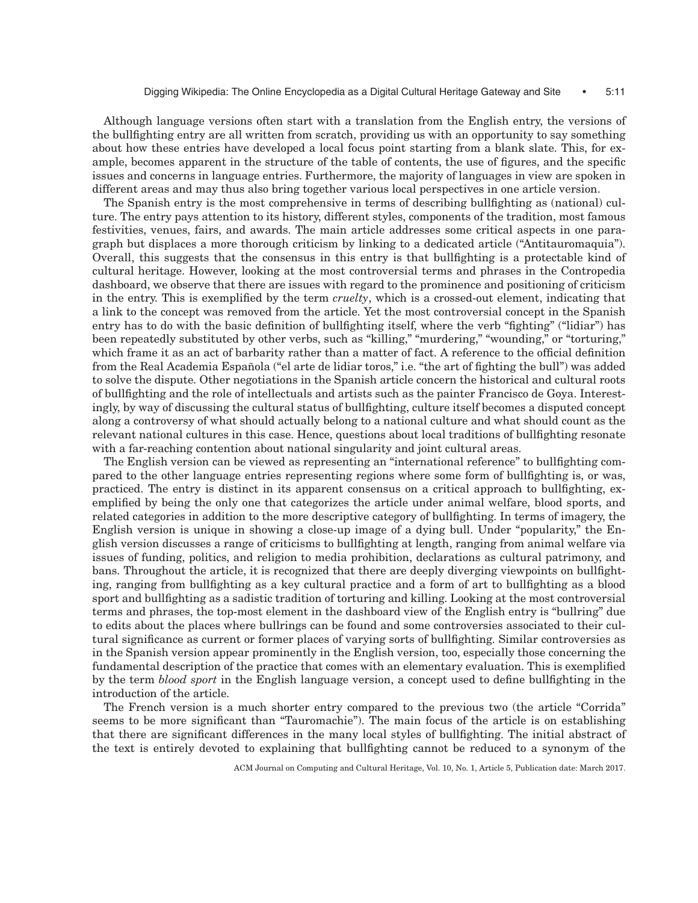Although language versions often start with a translation from the English entry, the versions of the bullfighting entry are all written from scratch, providing us with an opportunity to say something about how these entries have developed a local focus point starting from a blank slate. This, for example, becomes apparent in the structure of the table of contents, the use of figures, and the specific issues and concerns in language entries. Furthermore, the majority of languages in view are spoken in different areas and may thus also bring together various local perspectives in one article version.

The Spanish entry is the most comprehensive in terms of describing bullfighting as (national) culture. The entry pays attention to its history, different styles, components of the tradition, most famous festivities, venues, fairs, and awards. The main article addresses some critical aspects in one paragraph but displaces a more thorough criticism by linking to a dedicated article ("Antitauromaquia"). Overall, this suggests that the consensus in this entry is that bullfighting is a protectable kind of cultural heritage. However, looking at the most controversial terms and phrases in the Contropedia dashboard, we observe that there are issues with regard to the prominence and positioning of criticism in the entry. This is exemplified by the term *cruelty*, which is a crossed-out element, indicating that a link to the concept was removed from the article. Yet the most controversial concept in the Spanish entry has to do with the basic definition of bullfighting itself, where the verb "fighting" ("lidiar") has been repeatedly substituted by other verbs, such as "killing," "murdering," "wounding," or "torturing," which frame it as an act of barbarity rather than a matter of fact. A reference to the official definition from the Real Academia Española ("el arte de lidiar toros," i.e. "the art of fighting the bull") was added to solve the dispute. Other negotiations in the Spanish article concern the historical and cultural roots of bullfighting and the role of intellectuals and artists such as the painter Francisco de Goya. Interestingly, by way of discussing the cultural status of bullfighting, culture itself becomes a disputed concept along a controversy of what should actually belong to a national culture and what should count as the relevant national cultures in this case. Hence, questions about local traditions of bullfighting resonate with a far-reaching contention about national singularity and joint cultural areas.

The English version can be viewed as representing an "international reference" to bullfighting compared to the other language entries representing regions where some form of bullfighting is, or was, practiced. The entry is distinct in its apparent consensus on a critical approach to bullfighting, exemplified by being the only one that categorizes the article under animal welfare, blood sports, and related categories in addition to the more descriptive category of bullfighting. In terms of imagery, the English version is unique in showing a close-up image of a dying bull. Under "popularity," the English version discusses a range of criticisms to bullfighting at length, ranging from animal welfare via issues of funding, politics, and religion to media prohibition, declarations as cultural patrimony, and bans. Throughout the article, it is recognized that there are deeply diverging viewpoints on bullfighting, ranging from bullfighting as a key cultural practice and a form of art to bullfighting as a blood sport and bullfighting as a sadistic tradition of torturing and killing. Looking at the most controversial terms and phrases, the top-most element in the dashboard view of the English entry is "bullring" due to edits about the places where bullrings can be found and some controversies associated to their cultural significance as current or former places of varying sorts of bullfighting. Similar controversies as in the Spanish version appear prominently in the English version, too, especially those concerning the fundamental description of the practice that comes with an elementary evaluation. This is exemplified by the term *blood sport* in the English language version, a concept used to define bullfighting in the introduction of the article.

The French version is a much shorter entry compared to the previous two (the article "Corrida" seems to be more significant than "Tauromachie"). The main focus of the article is on establishing that there are significant differences in the many local styles of bullfighting. The initial abstract of the text is entirely devoted to explaining that bullfighting cannot be reduced to a synonym of the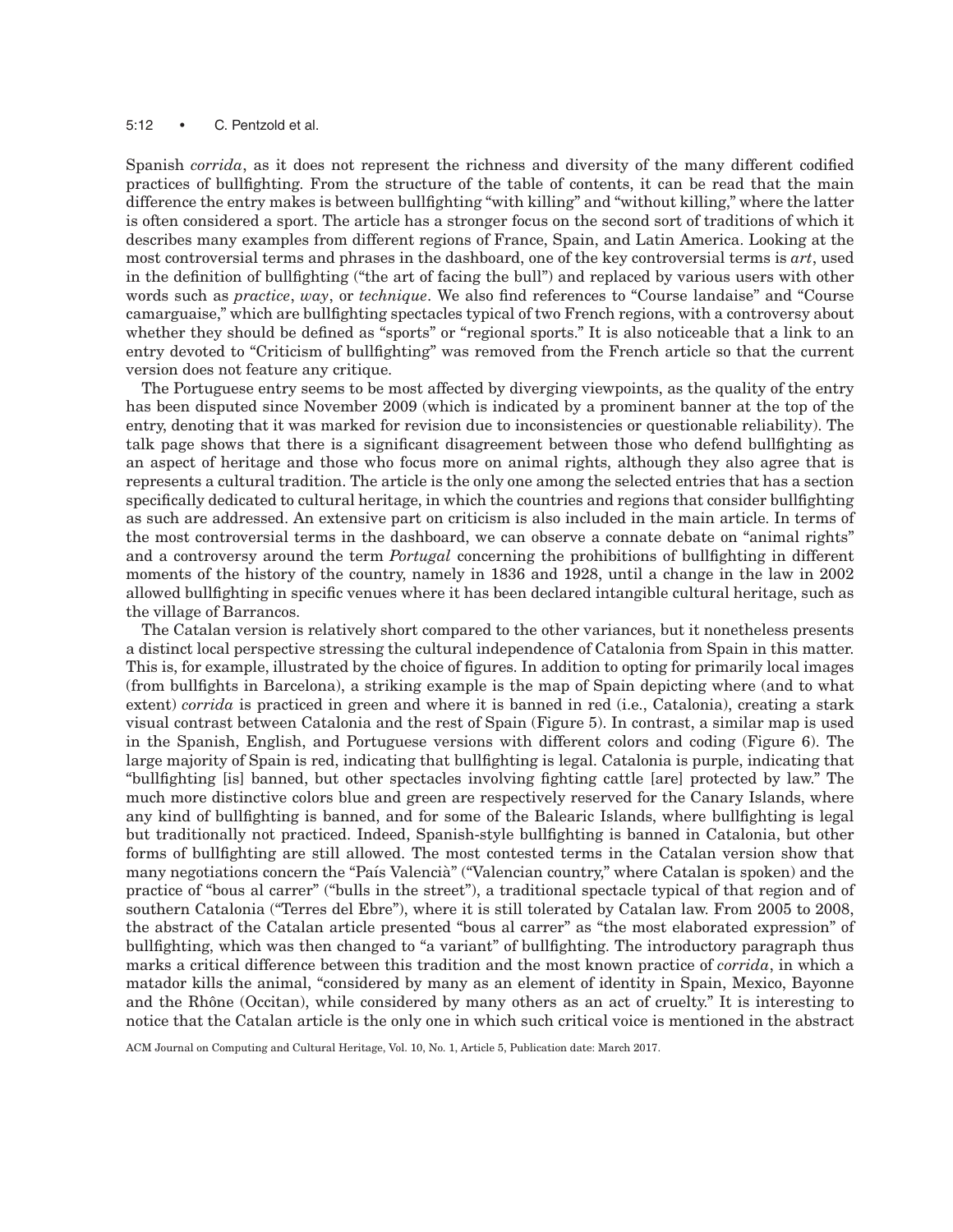Spanish *corrida*, as it does not represent the richness and diversity of the many different codified practices of bullfighting. From the structure of the table of contents, it can be read that the main difference the entry makes is between bullfighting "with killing" and "without killing," where the latter is often considered a sport. The article has a stronger focus on the second sort of traditions of which it describes many examples from different regions of France, Spain, and Latin America. Looking at the most controversial terms and phrases in the dashboard, one of the key controversial terms is *art*, used in the definition of bullfighting ("the art of facing the bull") and replaced by various users with other words such as *practice*, *way*, or *technique*. We also find references to "Course landaise" and "Course camarguaise," which are bullfighting spectacles typical of two French regions, with a controversy about whether they should be defined as "sports" or "regional sports." It is also noticeable that a link to an entry devoted to "Criticism of bullfighting" was removed from the French article so that the current version does not feature any critique.

The Portuguese entry seems to be most affected by diverging viewpoints, as the quality of the entry has been disputed since November 2009 (which is indicated by a prominent banner at the top of the entry, denoting that it was marked for revision due to inconsistencies or questionable reliability). The talk page shows that there is a significant disagreement between those who defend bullfighting as an aspect of heritage and those who focus more on animal rights, although they also agree that is represents a cultural tradition. The article is the only one among the selected entries that has a section specifically dedicated to cultural heritage, in which the countries and regions that consider bullfighting as such are addressed. An extensive part on criticism is also included in the main article. In terms of the most controversial terms in the dashboard, we can observe a connate debate on "animal rights" and a controversy around the term *Portugal* concerning the prohibitions of bullfighting in different moments of the history of the country, namely in 1836 and 1928, until a change in the law in 2002 allowed bullfighting in specific venues where it has been declared intangible cultural heritage, such as the village of Barrancos.

The Catalan version is relatively short compared to the other variances, but it nonetheless presents a distinct local perspective stressing the cultural independence of Catalonia from Spain in this matter. This is, for example, illustrated by the choice of figures. In addition to opting for primarily local images (from bullfights in Barcelona), a striking example is the map of Spain depicting where (and to what extent) *corrida* is practiced in green and where it is banned in red (i.e., Catalonia), creating a stark visual contrast between Catalonia and the rest of Spain (Figure 5). In contrast, a similar map is used in the Spanish, English, and Portuguese versions with different colors and coding (Figure 6). The large majority of Spain is red, indicating that bullfighting is legal. Catalonia is purple, indicating that "bullfighting [is] banned, but other spectacles involving fighting cattle [are] protected by law." The much more distinctive colors blue and green are respectively reserved for the Canary Islands, where any kind of bullfighting is banned, and for some of the Balearic Islands, where bullfighting is legal but traditionally not practiced. Indeed, Spanish-style bullfighting is banned in Catalonia, but other forms of bullfighting are still allowed. The most contested terms in the Catalan version show that many negotiations concern the "País Valencià" ("Valencian country," where Catalan is spoken) and the practice of "bous al carrer" ("bulls in the street"), a traditional spectacle typical of that region and of southern Catalonia ("Terres del Ebre"), where it is still tolerated by Catalan law. From 2005 to 2008, the abstract of the Catalan article presented "bous al carrer" as "the most elaborated expression" of bullfighting, which was then changed to "a variant" of bullfighting. The introductory paragraph thus marks a critical difference between this tradition and the most known practice of *corrida*, in which a matador kills the animal, "considered by many as an element of identity in Spain, Mexico, Bayonne and the Rhône (Occitan), while considered by many others as an act of cruelty." It is interesting to notice that the Catalan article is the only one in which such critical voice is mentioned in the abstract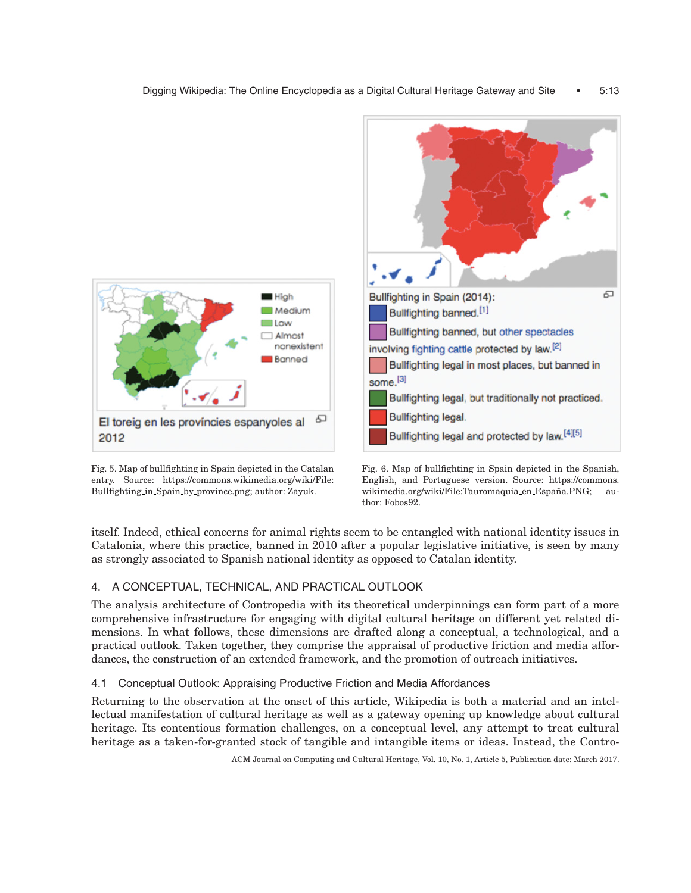Fig. 5. Map of bullfighting in Spain depicted in the Catalan entry. Source: https://commons.wikimedia.org/wiki/File:Bullfighting_in_Spain_by_province.png; author: Zayuk.

Fig. 6. Map of bullfighting in Spain depicted in the Spanish, English, and Portuguese version. Source: https://commons.wikimedia.org/wiki/File:Tauromaquia_en_España.PNG; author: Fobos92.

itself. Indeed, ethical concerns for animal rights seem to be entangled with national identity issues in Catalonia, where this practice, banned in 2010 after a popular legislative initiative, is seen by many as strongly associated to Spanish national identity as opposed to Catalan identity.

## 4. A CONCEPTUAL, TECHNICAL, AND PRACTICAL OUTLOOK

The analysis architecture of Contropedia with its theoretical underpinnings can form part of a more comprehensive infrastructure for engaging with digital cultural heritage on different yet related dimensions. In what follows, these dimensions are drafted along a conceptual, a technological, and a practical outlook. Taken together, they comprise the appraisal of productive friction and media affordances, the construction of an extended framework, and the promotion of outreach initiatives.

### 4.1 Conceptual Outlook: Appraising Productive Friction and Media Affordances

Returning to the observation at the onset of this article, Wikipedia is both a material and an intellectual manifestation of cultural heritage as well as a gateway opening up knowledge about cultural heritage. Its contentious formation challenges, on a conceptual level, any attempt to treat cultural heritage as a taken-for-granted stock of tangible and intangible items or ideas. Instead, the Contro-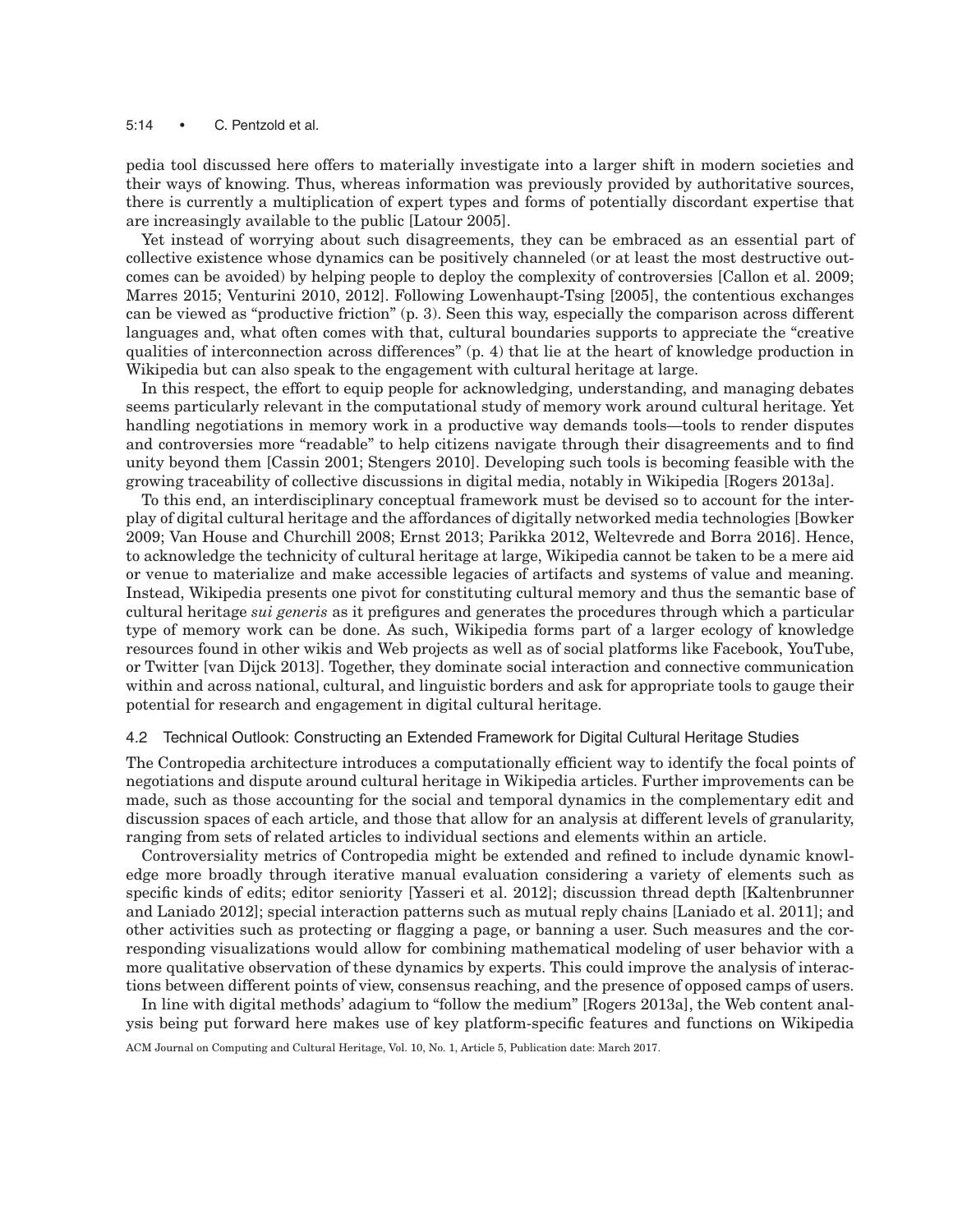pedia tool discussed here offers to materially investigate into a larger shift in modern societies and their ways of knowing. Thus, whereas information was previously provided by authoritative sources, there is currently a multiplication of expert types and forms of potentially discordant expertise that are increasingly available to the public [Latour 2005].

Yet instead of worrying about such disagreements, they can be embraced as an essential part of collective existence whose dynamics can be positively channeled (or at least the most destructive outcomes can be avoided) by helping people to deploy the complexity of controversies [Callon et al. 2009; Marres 2015; Venturini 2010, 2012]. Following Lowenhaupt-Tsing [2005], the contentious exchanges can be viewed as "productive friction" (p. 3). Seen this way, especially the comparison across different languages and, what often comes with that, cultural boundaries supports to appreciate the "creative qualities of interconnection across differences" (p. 4) that lie at the heart of knowledge production in Wikipedia but can also speak to the engagement with cultural heritage at large.

In this respect, the effort to equip people for acknowledging, understanding, and managing debates seems particularly relevant in the computational study of memory work around cultural heritage. Yet handling negotiations in memory work in a productive way demands tools—tools to render disputes and controversies more "readable" to help citizens navigate through their disagreements and to find unity beyond them [Cassin 2001; Stengers 2010]. Developing such tools is becoming feasible with the growing traceability of collective discussions in digital media, notably in Wikipedia [Rogers 2013a].

To this end, an interdisciplinary conceptual framework must be devised so to account for the interplay of digital cultural heritage and the affordances of digitally networked media technologies [Bowker 2009; Van House and Churchill 2008; Ernst 2013; Parikka 2012, Weltevrede and Borra 2016]. Hence, to acknowledge the technicity of cultural heritage at large, Wikipedia cannot be taken to be a mere aid or venue to materialize and make accessible legacies of artifacts and systems of value and meaning. Instead, Wikipedia presents one pivot for constituting cultural memory and thus the semantic base of cultural heritage *sui generis* as it prefigures and generates the procedures through which a particular type of memory work can be done. As such, Wikipedia forms part of a larger ecology of knowledge resources found in other wikis and Web projects as well as of social platforms like Facebook, YouTube, or Twitter [van Dijck 2013]. Together, they dominate social interaction and connective communication within and across national, cultural, and linguistic borders and ask for appropriate tools to gauge their potential for research and engagement in digital cultural heritage.

### 4.2 Technical Outlook: Constructing an Extended Framework for Digital Cultural Heritage Studies

The Contropedia architecture introduces a computationally efficient way to identify the focal points of negotiations and dispute around cultural heritage in Wikipedia articles. Further improvements can be made, such as those accounting for the social and temporal dynamics in the complementary edit and discussion spaces of each article, and those that allow for an analysis at different levels of granularity, ranging from sets of related articles to individual sections and elements within an article.

Controversiality metrics of Contropedia might be extended and refined to include dynamic knowledge more broadly through iterative manual evaluation considering a variety of elements such as specific kinds of edits; editor seniority [Yasseri et al. 2012]; discussion thread depth [Kaltenbrunner and Laniado 2012]; special interaction patterns such as mutual reply chains [Laniado et al. 2011]; and other activities such as protecting or flagging a page, or banning a user. Such measures and the corresponding visualizations would allow for combining mathematical modeling of user behavior with a more qualitative observation of these dynamics by experts. This could improve the analysis of interactions between different points of view, consensus reaching, and the presence of opposed camps of users.

In line with digital methods' adagium to "follow the medium" [Rogers 2013a], the Web content analysis being put forward here makes use of key platform-specific features and functions on Wikipedia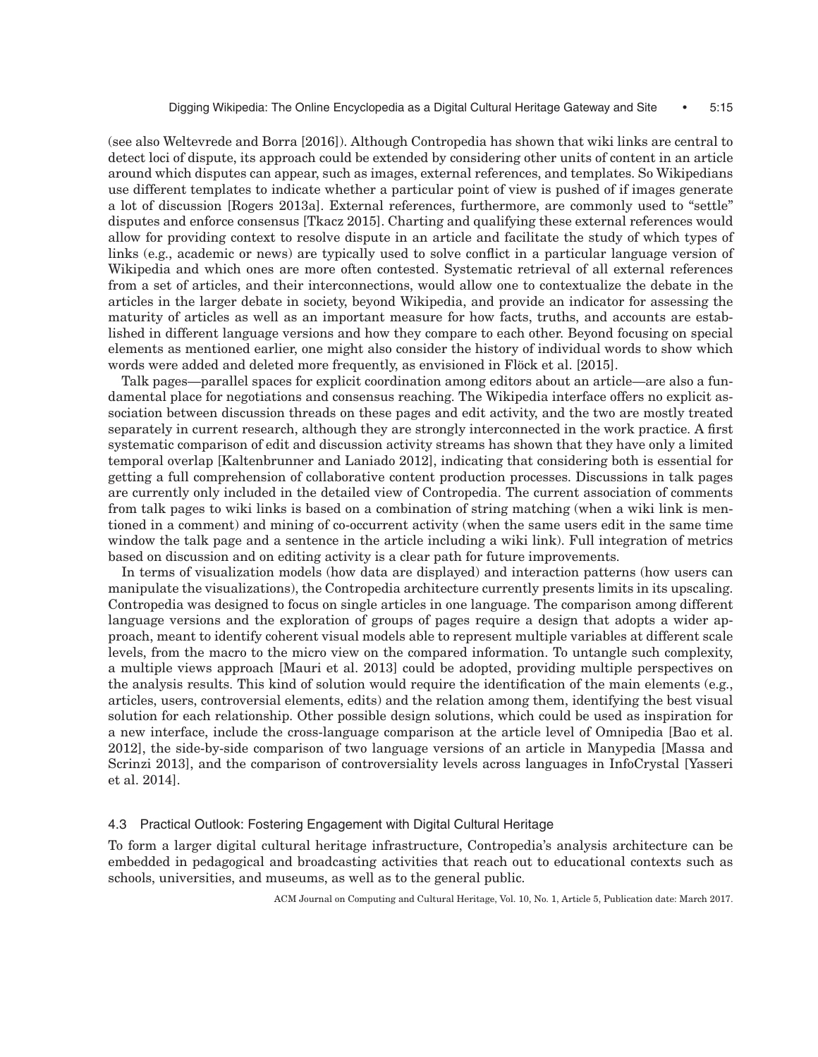(see also Weltevrede and Borra [2016]). Although Contropedia has shown that wiki links are central to detect loci of dispute, its approach could be extended by considering other units of content in an article around which disputes can appear, such as images, external references, and templates. So Wikipedians use different templates to indicate whether a particular point of view is pushed of if images generate a lot of discussion [Rogers 2013a]. External references, furthermore, are commonly used to "settle" disputes and enforce consensus [Tkacz 2015]. Charting and qualifying these external references would allow for providing context to resolve dispute in an article and facilitate the study of which types of links (e.g., academic or news) are typically used to solve conflict in a particular language version of Wikipedia and which ones are more often contested. Systematic retrieval of all external references from a set of articles, and their interconnections, would allow one to contextualize the debate in the articles in the larger debate in society, beyond Wikipedia, and provide an indicator for assessing the maturity of articles as well as an important measure for how facts, truths, and accounts are established in different language versions and how they compare to each other. Beyond focusing on special elements as mentioned earlier, one might also consider the history of individual words to show which words were added and deleted more frequently, as envisioned in Flöck et al. [2015].

Talk pages—parallel spaces for explicit coordination among editors about an article—are also a fundamental place for negotiations and consensus reaching. The Wikipedia interface offers no explicit association between discussion threads on these pages and edit activity, and the two are mostly treated separately in current research, although they are strongly interconnected in the work practice. A first systematic comparison of edit and discussion activity streams has shown that they have only a limited temporal overlap [Kaltenbrunner and Laniado 2012], indicating that considering both is essential for getting a full comprehension of collaborative content production processes. Discussions in talk pages are currently only included in the detailed view of Contropedia. The current association of comments from talk pages to wiki links is based on a combination of string matching (when a wiki link is mentioned in a comment) and mining of co-occurrent activity (when the same users edit in the same time window the talk page and a sentence in the article including a wiki link). Full integration of metrics based on discussion and on editing activity is a clear path for future improvements.

In terms of visualization models (how data are displayed) and interaction patterns (how users can manipulate the visualizations), the Contropedia architecture currently presents limits in its upscaling. Contropedia was designed to focus on single articles in one language. The comparison among different language versions and the exploration of groups of pages require a design that adopts a wider approach, meant to identify coherent visual models able to represent multiple variables at different scale levels, from the macro to the micro view on the compared information. To untangle such complexity, a multiple views approach [Mauri et al. 2013] could be adopted, providing multiple perspectives on the analysis results. This kind of solution would require the identification of the main elements (e.g., articles, users, controversial elements, edits) and the relation among them, identifying the best visual solution for each relationship. Other possible design solutions, which could be used as inspiration for a new interface, include the cross-language comparison at the article level of Omnipedia [Bao et al. 2012], the side-by-side comparison of two language versions of an article in Manypedia [Massa and Scrinzi 2013], and the comparison of controversiality levels across languages in InfoCrystal [Yasseri et al. 2014].

### 4.3 Practical Outlook: Fostering Engagement with Digital Cultural Heritage

To form a larger digital cultural heritage infrastructure, Contropedia's analysis architecture can be embedded in pedagogical and broadcasting activities that reach out to educational contexts such as schools, universities, and museums, as well as to the general public.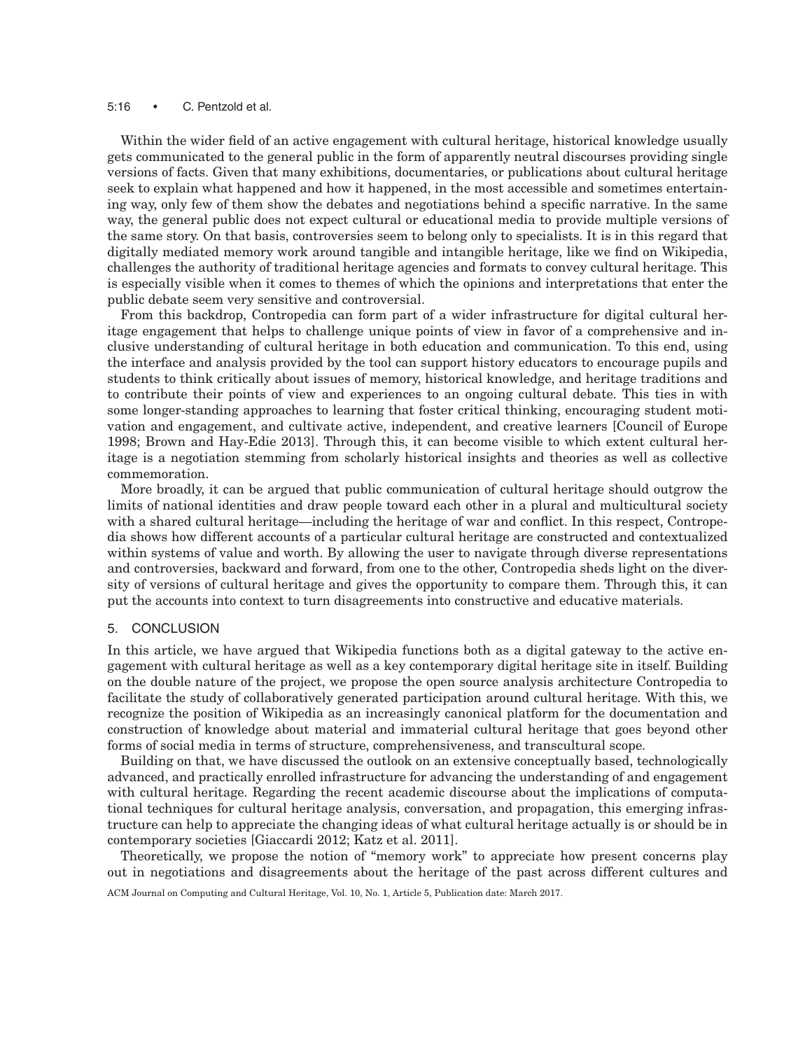Within the wider field of an active engagement with cultural heritage, historical knowledge usually gets communicated to the general public in the form of apparently neutral discourses providing single versions of facts. Given that many exhibitions, documentaries, or publications about cultural heritage seek to explain what happened and how it happened, in the most accessible and sometimes entertaining way, only few of them show the debates and negotiations behind a specific narrative. In the same way, the general public does not expect cultural or educational media to provide multiple versions of the same story. On that basis, controversies seem to belong only to specialists. It is in this regard that digitally mediated memory work around tangible and intangible heritage, like we find on Wikipedia, challenges the authority of traditional heritage agencies and formats to convey cultural heritage. This is especially visible when it comes to themes of which the opinions and interpretations that enter the public debate seem very sensitive and controversial.

From this backdrop, Contropedia can form part of a wider infrastructure for digital cultural heritage engagement that helps to challenge unique points of view in favor of a comprehensive and inclusive understanding of cultural heritage in both education and communication. To this end, using the interface and analysis provided by the tool can support history educators to encourage pupils and students to think critically about issues of memory, historical knowledge, and heritage traditions and to contribute their points of view and experiences to an ongoing cultural debate. This ties in with some longer-standing approaches to learning that foster critical thinking, encouraging student motivation and engagement, and cultivate active, independent, and creative learners [Council of Europe 1998; Brown and Hay-Edie 2013]. Through this, it can become visible to which extent cultural heritage is a negotiation stemming from scholarly historical insights and theories as well as collective commemoration.

More broadly, it can be argued that public communication of cultural heritage should outgrow the limits of national identities and draw people toward each other in a plural and multicultural society with a shared cultural heritage—including the heritage of war and conflict. In this respect, Contropedia shows how different accounts of a particular cultural heritage are constructed and contextualized within systems of value and worth. By allowing the user to navigate through diverse representations and controversies, backward and forward, from one to the other, Contropedia sheds light on the diversity of versions of cultural heritage and gives the opportunity to compare them. Through this, it can put the accounts into context to turn disagreements into constructive and educative materials.

## 5. CONCLUSION

In this article, we have argued that Wikipedia functions both as a digital gateway to the active engagement with cultural heritage as well as a key contemporary digital heritage site in itself. Building on the double nature of the project, we propose the open source analysis architecture Contropedia to facilitate the study of collaboratively generated participation around cultural heritage. With this, we recognize the position of Wikipedia as an increasingly canonical platform for the documentation and construction of knowledge about material and immaterial cultural heritage that goes beyond other forms of social media in terms of structure, comprehensiveness, and transcultural scope.

Building on that, we have discussed the outlook on an extensive conceptually based, technologically advanced, and practically enrolled infrastructure for advancing the understanding of and engagement with cultural heritage. Regarding the recent academic discourse about the implications of computational techniques for cultural heritage analysis, conversation, and propagation, this emerging infrastructure can help to appreciate the changing ideas of what cultural heritage actually is or should be in contemporary societies [Giaccardi 2012; Katz et al. 2011].

Theoretically, we propose the notion of "memory work" to appreciate how present concerns play out in negotiations and disagreements about the heritage of the past across different cultures and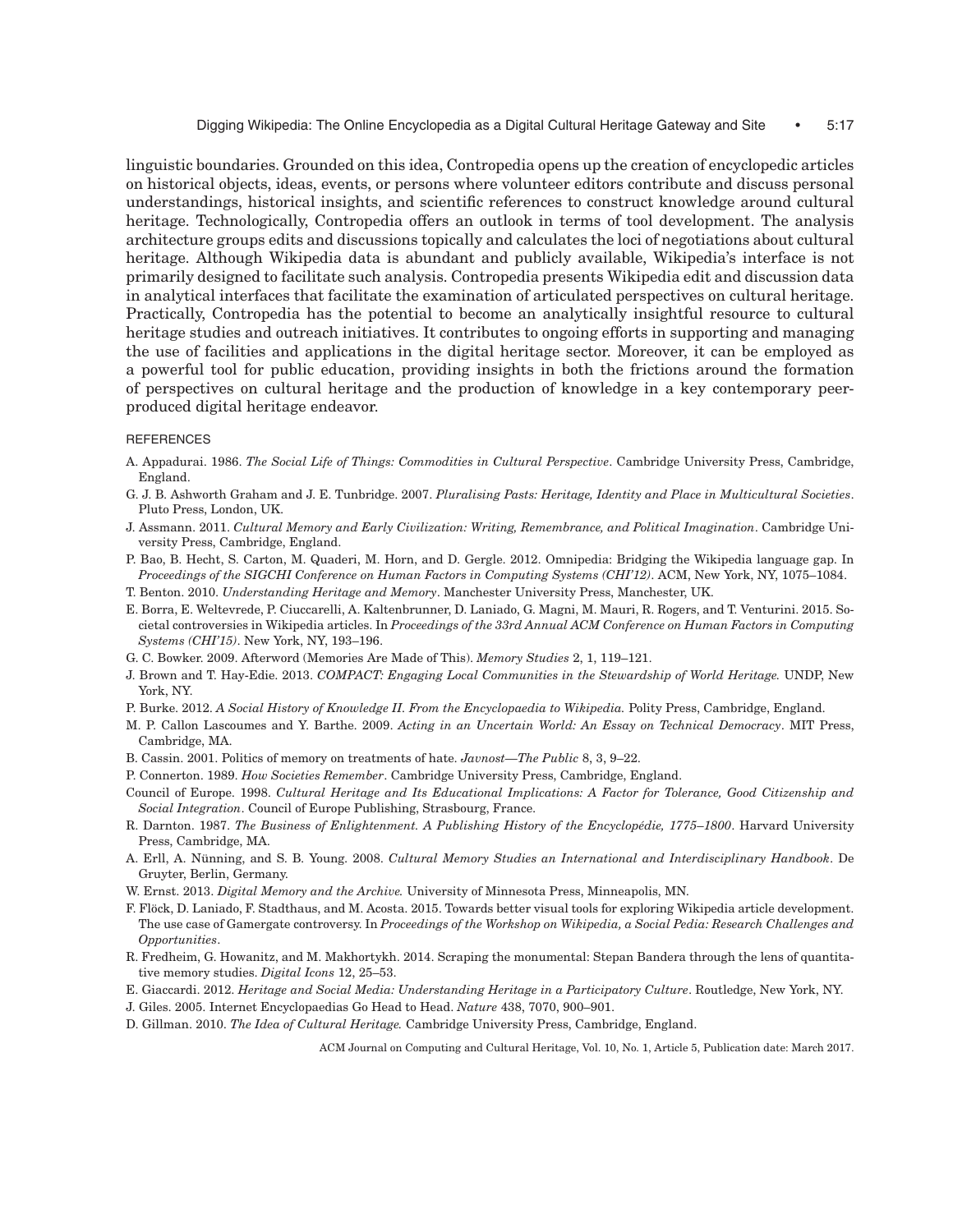linguistic boundaries. Grounded on this idea, Contropedia opens up the creation of encyclopedic articles on historical objects, ideas, events, or persons where volunteer editors contribute and discuss personal understandings, historical insights, and scientific references to construct knowledge around cultural heritage. Technologically, Contropedia offers an outlook in terms of tool development. The analysis architecture groups edits and discussions topically and calculates the loci of negotiations about cultural heritage. Although Wikipedia data is abundant and publicly available, Wikipedia's interface is not primarily designed to facilitate such analysis. Contropedia presents Wikipedia edit and discussion data in analytical interfaces that facilitate the examination of articulated perspectives on cultural heritage. Practically, Contropedia has the potential to become an analytically insightful resource to cultural heritage studies and outreach initiatives. It contributes to ongoing efforts in supporting and managing the use of facilities and applications in the digital heritage sector. Moreover, it can be employed as a powerful tool for public education, providing insights in both the frictions around the formation of perspectives on cultural heritage and the production of knowledge in a key contemporary peer-produced digital heritage endeavor.

## REFERENCES

A. Appadurai. 1986. *The Social Life of Things: Commodities in Cultural Perspective*. Cambridge University Press, Cambridge, England.

G. J. B. Ashworth Graham and J. E. Tunbridge. 2007. *Pluralising Pasts: Heritage, Identity and Place in Multicultural Societies*. Pluto Press, London, UK.

J. Assmann. 2011. *Cultural Memory and Early Civilization: Writing, Remembrance, and Political Imagination*. Cambridge University Press, Cambridge, England.

P. Bao, B. Hecht, S. Carton, M. Quaderi, M. Horn, and D. Gergle. 2012. Omnipedia: Bridging the Wikipedia language gap. In *Proceedings of the SIGCHI Conference on Human Factors in Computing Systems (CHI'12)*. ACM, New York, NY, 1075–1084.

T. Benton. 2010. *Understanding Heritage and Memory*. Manchester University Press, Manchester, UK.

E. Borra, E. Weltevrede, P. Ciuccarelli, A. Kaltenbrunner, D. Laniado, G. Magni, M. Mauri, R. Rogers, and T. Venturini. 2015. Societal controversies in Wikipedia articles. In *Proceedings of the 33rd Annual ACM Conference on Human Factors in Computing Systems (CHI'15)*. New York, NY, 193–196.

G. C. Bowker. 2009. Afterword (Memories Are Made of This). *Memory Studies* 2, 1, 119–121.

J. Brown and T. Hay-Edie. 2013. *COMPACT: Engaging Local Communities in the Stewardship of World Heritage.* UNDP, New York, NY.

P. Burke. 2012. *A Social History of Knowledge II. From the Encyclopaedia to Wikipedia.* Polity Press, Cambridge, England.

M. P. Callon Lascoumes and Y. Barthe. 2009. *Acting in an Uncertain World: An Essay on Technical Democracy*. MIT Press, Cambridge, MA.

B. Cassin. 2001. Politics of memory on treatments of hate. *Javnost—The Public* 8, 3, 9–22.

P. Connerton. 1989. *How Societies Remember*. Cambridge University Press, Cambridge, England.

Council of Europe. 1998. *Cultural Heritage and Its Educational Implications: A Factor for Tolerance, Good Citizenship and Social Integration*. Council of Europe Publishing, Strasbourg, France.

R. Darnton. 1987. *The Business of Enlightenment. A Publishing History of the Encyclopédie, 1775–1800*. Harvard University Press, Cambridge, MA.

A. Erll, A. Nünning, and S. B. Young. 2008. *Cultural Memory Studies an International and Interdisciplinary Handbook*. De Gruyter, Berlin, Germany.

W. Ernst. 2013. *Digital Memory and the Archive.* University of Minnesota Press, Minneapolis, MN.

F. Flöck, D. Laniado, F. Stadthaus, and M. Acosta. 2015. Towards better visual tools for exploring Wikipedia article development. The use case of Gamergate controversy. In *Proceedings of the Workshop on Wikipedia, a Social Pedia: Research Challenges and Opportunities*.

R. Fredheim, G. Howanitz, and M. Makhortykh. 2014. Scraping the monumental: Stepan Bandera through the lens of quantitative memory studies. *Digital Icons* 12, 25–53.

E. Giaccardi. 2012. *Heritage and Social Media: Understanding Heritage in a Participatory Culture*. Routledge, New York, NY.

J. Giles. 2005. Internet Encyclopaedias Go Head to Head. *Nature* 438, 7070, 900–901.

D. Gillman. 2010. *The Idea of Cultural Heritage.* Cambridge University Press, Cambridge, England.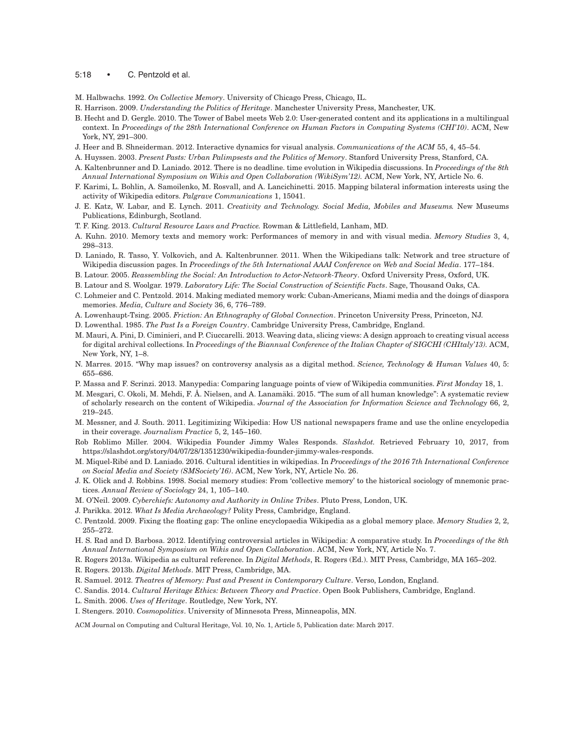M. Halbwachs. 1992. *On Collective Memory*. University of Chicago Press, Chicago, IL.

R. Harrison. 2009. *Understanding the Politics of Heritage*. Manchester University Press, Manchester, UK.

B. Hecht and D. Gergle. 2010. The Tower of Babel meets Web 2.0: User-generated content and its applications in a multilingual context. In *Proceedings of the 28th International Conference on Human Factors in Computing Systems (CHI'10)*. ACM, New York, NY, 291–300.

J. Heer and B. Shneiderman. 2012. Interactive dynamics for visual analysis. *Communications of the ACM* 55, 4, 45–54.

A. Huyssen. 2003. *Present Pasts: Urban Palimpsests and the Politics of Memory*. Stanford University Press, Stanford, CA.

A. Kaltenbrunner and D. Laniado. 2012. There is no deadline. time evolution in Wikipedia discussions. In *Proceedings of the 8th Annual International Symposium on Wikis and Open Collaboration (WikiSym'12)*. ACM, New York, NY, Article No. 6.

F. Karimi, L. Bohlin, A. Samoilenko, M. Rosvall, and A. Lancichinetti. 2015. Mapping bilateral information interests using the activity of Wikipedia editors. *Palgrave Communications* 1, 15041.

J. E. Katz, W. Labar, and E. Lynch. 2011. *Creativity and Technology. Social Media, Mobiles and Museums.* New Museums Publications, Edinburgh, Scotland.

T. F. King. 2013. *Cultural Resource Laws and Practice.* Rowman & Littlefield, Lanham, MD.

A. Kuhn. 2010. Memory texts and memory work: Performances of memory in and with visual media. *Memory Studies* 3, 4, 298–313.

D. Laniado, R. Tasso, Y. Volkovich, and A. Kaltenbrunner. 2011. When the Wikipedians talk: Network and tree structure of Wikipedia discussion pages. In *Proceedings of the 5th International AAAI Conference on Web and Social Media*. 177–184.

B. Latour. 2005. *Reassembling the Social: An Introduction to Actor-Network-Theory*. Oxford University Press, Oxford, UK.

B. Latour and S. Woolgar. 1979. *Laboratory Life: The Social Construction of Scientific Facts*. Sage, Thousand Oaks, CA.

C. Lohmeier and C. Pentzold. 2014. Making mediated memory work: Cuban-Americans, Miami media and the doings of diaspora memories. *Media, Culture and Society* 36, 6, 776–789.

A. Lowenhaupt-Tsing. 2005. *Friction: An Ethnography of Global Connection*. Princeton University Press, Princeton, NJ.

D. Lowenthal. 1985. *The Past Is a Foreign Country*. Cambridge University Press, Cambridge, England.

M. Mauri, A. Pini, D. Ciminieri, and P. Ciuccarelli. 2013. Weaving data, slicing views: A design approach to creating visual access for digital archival collections. In *Proceedings of the Biannual Conference of the Italian Chapter of SIGCHI (CHItaly'13)*. ACM, New York, NY, 1–8.

N. Marres. 2015. "Why map issues? on controversy analysis as a digital method. *Science, Technology & Human Values* 40, 5: 655–686.

P. Massa and F. Scrinzi. 2013. Manypedia: Comparing language points of view of Wikipedia communities. *First Monday* 18, 1.

M. Mesgari, C. Okoli, M. Mehdi, F. Å. Nielsen, and A. Lanamäki. 2015. "The sum of all human knowledge": A systematic review of scholarly research on the content of Wikipedia. *Journal of the Association for Information Science and Technology* 66, 2, 219–245.

M. Messner, and J. South. 2011. Legitimizing Wikipedia: How US national newspapers frame and use the online encyclopedia in their coverage. *Journalism Practice* 5, 2, 145–160.

Rob Roblimo Miller. 2004. Wikipedia Founder Jimmy Wales Responds. *Slashdot.* Retrieved February 10, 2017, from https://slashdot.org/story/04/07/28/1351230/wikipedia-founder-jimmy-wales-responds.

M. Miquel-Ribé and D. Laniado. 2016. Cultural identities in wikipedias. In *Proceedings of the 2016 7th International Conference on Social Media and Society (SMSociety'16)*. ACM, New York, NY, Article No. 26.

J. K. Olick and J. Robbins. 1998. Social memory studies: From 'collective memory' to the historical sociology of mnemonic practices. *Annual Review of Sociology* 24, 1, 105–140.

M. O'Neil. 2009. *Cyberchiefs: Autonomy and Authority in Online Tribes*. Pluto Press, London, UK.

J. Parikka. 2012. *What Is Media Archaeology?* Polity Press, Cambridge, England.

C. Pentzold. 2009. Fixing the floating gap: The online encyclopaedia Wikipedia as a global memory place. *Memory Studies* 2, 2, 255–272.

H. S. Rad and D. Barbosa. 2012. Identifying controversial articles in Wikipedia: A comparative study. In *Proceedings of the 8th Annual International Symposium on Wikis and Open Collaboration*. ACM, New York, NY, Article No. 7.

R. Rogers 2013a. Wikipedia as cultural reference. In *Digital Methods*, R. Rogers (Ed.). MIT Press, Cambridge, MA 165–202.

R. Rogers. 2013b. *Digital Methods*. MIT Press, Cambridge, MA.

R. Samuel. 2012. *Theatres of Memory: Past and Present in Contemporary Culture*. Verso, London, England.

C. Sandis. 2014. *Cultural Heritage Ethics: Between Theory and Practice*. Open Book Publishers, Cambridge, England.

L. Smith. 2006. *Uses of Heritage*. Routledge, New York, NY.

I. Stengers. 2010. *Cosmopolitics*. University of Minnesota Press, Minneapolis, MN.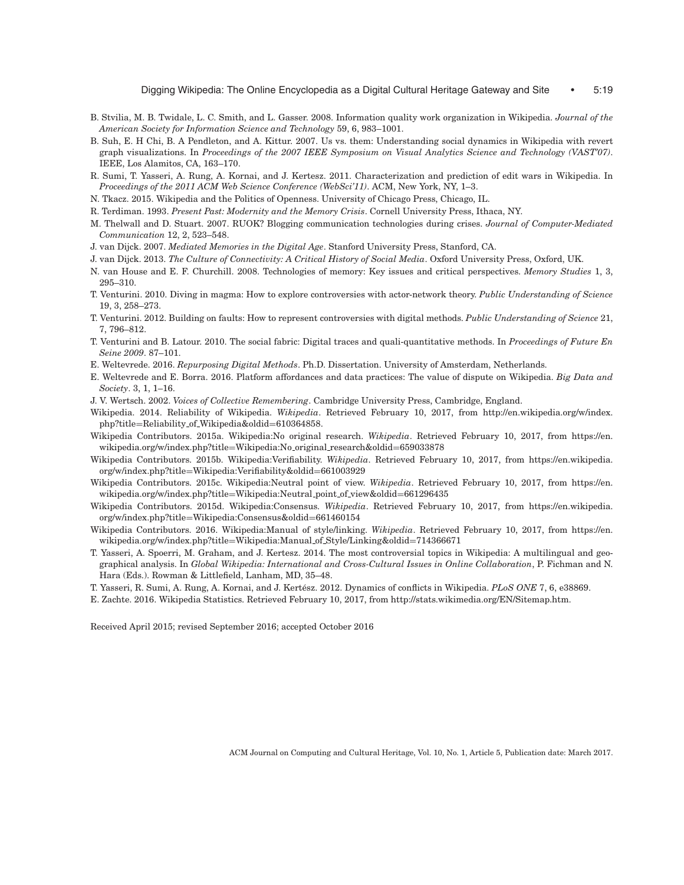B. Stvilia, M. B. Twidale, L. C. Smith, and L. Gasser. 2008. Information quality work organization in Wikipedia. *Journal of the American Society for Information Science and Technology* 59, 6, 983–1001.

B. Suh, E. H Chi, B. A Pendleton, and A. Kittur. 2007. Us vs. them: Understanding social dynamics in Wikipedia with revert graph visualizations. In *Proceedings of the 2007 IEEE Symposium on Visual Analytics Science and Technology (VAST'07)*. IEEE, Los Alamitos, CA, 163–170.

R. Sumi, T. Yasseri, A. Rung, A. Kornai, and J. Kertesz. 2011. Characterization and prediction of edit wars in Wikipedia. In *Proceedings of the 2011 ACM Web Science Conference (WebSci'11)*. ACM, New York, NY, 1–3.

N. Tkacz. 2015. Wikipedia and the Politics of Openness. University of Chicago Press, Chicago, IL.

R. Terdiman. 1993. *Present Past: Modernity and the Memory Crisis*. Cornell University Press, Ithaca, NY.

M. Thelwall and D. Stuart. 2007. RUOK? Blogging communication technologies during crises. *Journal of Computer-Mediated Communication* 12, 2, 523–548.

J. van Dijck. 2007. *Mediated Memories in the Digital Age*. Stanford University Press, Stanford, CA.

J. van Dijck. 2013. *The Culture of Connectivity: A Critical History of Social Media*. Oxford University Press, Oxford, UK.

N. van House and E. F. Churchill. 2008. Technologies of memory: Key issues and critical perspectives. *Memory Studies* 1, 3, 295–310.

T. Venturini. 2010. Diving in magma: How to explore controversies with actor-network theory. *Public Understanding of Science* 19, 3, 258–273.

T. Venturini. 2012. Building on faults: How to represent controversies with digital methods. *Public Understanding of Science* 21, 7, 796–812.

T. Venturini and B. Latour. 2010. The social fabric: Digital traces and quali-quantitative methods. In *Proceedings of Future En Seine 2009*. 87–101.

E. Weltevrede. 2016. *Repurposing Digital Methods*. Ph.D. Dissertation. University of Amsterdam, Netherlands.

E. Weltevrede and E. Borra. 2016. Platform affordances and data practices: The value of dispute on Wikipedia. *Big Data and Society*. 3, 1, 1–16.

J. V. Wertsch. 2002. *Voices of Collective Remembering*. Cambridge University Press, Cambridge, England.

Wikipedia. 2014. Reliability of Wikipedia. *Wikipedia*. Retrieved February 10, 2017, from http://en.wikipedia.org/w/index.php?title=Reliability_of_Wikipedia&oldid=610364858.

Wikipedia Contributors. 2015a. Wikipedia:No original research. *Wikipedia*. Retrieved February 10, 2017, from https://en.wikipedia.org/w/index.php?title=Wikipedia:No_original_research&oldid=659033878

Wikipedia Contributors. 2015b. Wikipedia:Verifiability. *Wikipedia*. Retrieved February 10, 2017, from https://en.wikipedia.org/w/index.php?title=Wikipedia:Verifiability&oldid=661003929

Wikipedia Contributors. 2015c. Wikipedia:Neutral point of view. *Wikipedia*. Retrieved February 10, 2017, from https://en.wikipedia.org/w/index.php?title=Wikipedia:Neutral_point_of_view&oldid=661296435

Wikipedia Contributors. 2015d. Wikipedia:Consensus. *Wikipedia*. Retrieved February 10, 2017, from https://en.wikipedia.org/w/index.php?title=Wikipedia:Consensus&oldid=661460154

Wikipedia Contributors. 2016. Wikipedia:Manual of style/linking. *Wikipedia*. Retrieved February 10, 2017, from https://en.wikipedia.org/w/index.php?title=Wikipedia:Manual_of_Style/Linking&oldid=714366671

T. Yasseri, A. Spoerri, M. Graham, and J. Kertesz. 2014. The most controversial topics in Wikipedia: A multilingual and geographical analysis. In *Global Wikipedia: International and Cross-Cultural Issues in Online Collaboration*, P. Fichman and N. Hara (Eds.). Rowman & Littlefield, Lanham, MD, 35–48.

T. Yasseri, R. Sumi, A. Rung, A. Kornai, and J. Kertész. 2012. Dynamics of conflicts in Wikipedia. *PLoS ONE* 7, 6, e38869.

E. Zachte. 2016. Wikipedia Statistics. Retrieved February 10, 2017, from http://stats.wikimedia.org/EN/Sitemap.htm.

Received April 2015; revised September 2016; accepted October 2016